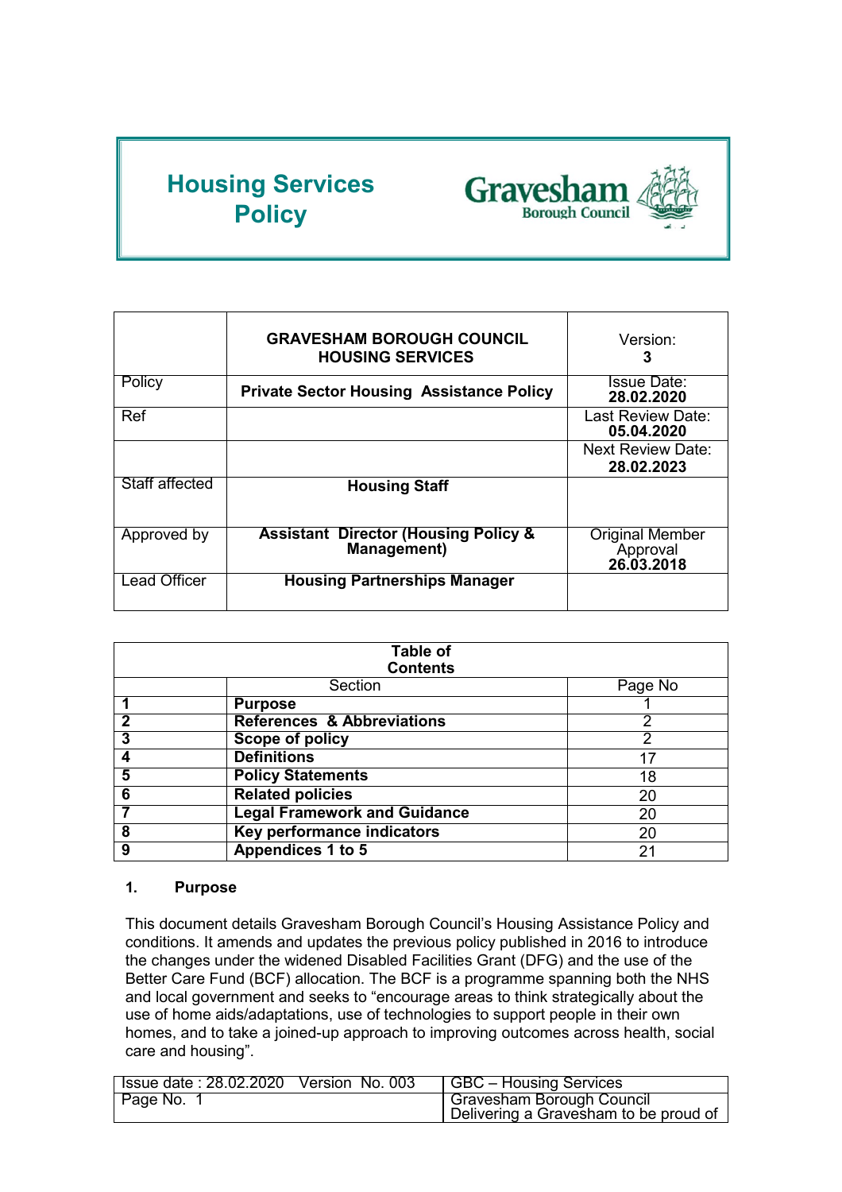# Housing Services Policy

Gravesham Borough Council

| | GRAVESHAM BOROUGH COUNCIL HOUSING SERVICES | Version: **3** |
|---|---|---|
| Policy | **Private Sector Housing Assistance Policy** | Issue Date: **28.02.2020** |
| Ref | | Last Review Date: **05.04.2020** |
| | | Next Review Date: **28.02.2023** |
| Staff affected | **Housing Staff** | |
| Approved by | **Assistant Director (Housing Policy & Management)** | Original Member Approval **26.03.2018** |
| Lead Officer | **Housing Partnerships Manager** | |

| Table of Contents | | |
|---|---|---|
| | Section | Page No |
| **1** | **Purpose** | 1 |
| **2** | **References & Abbreviations** | 2 |
| **3** | **Scope of policy** | 2 |
| **4** | **Definitions** | 17 |
| **5** | **Policy Statements** | 18 |
| **6** | **Related policies** | 20 |
| **7** | **Legal Framework and Guidance** | 20 |
| **8** | **Key performance indicators** | 20 |
| **9** | **Appendices 1 to 5** | 21 |

## 1. Purpose

This document details Gravesham Borough Council's Housing Assistance Policy and conditions. It amends and updates the previous policy published in 2016 to introduce the changes under the widened Disabled Facilities Grant (DFG) and the use of the Better Care Fund (BCF) allocation. The BCF is a programme spanning both the NHS and local government and seeks to "encourage areas to think strategically about the use of home aids/adaptations, use of technologies to support people in their own homes, and to take a joined-up approach to improving outcomes across health, social care and housing".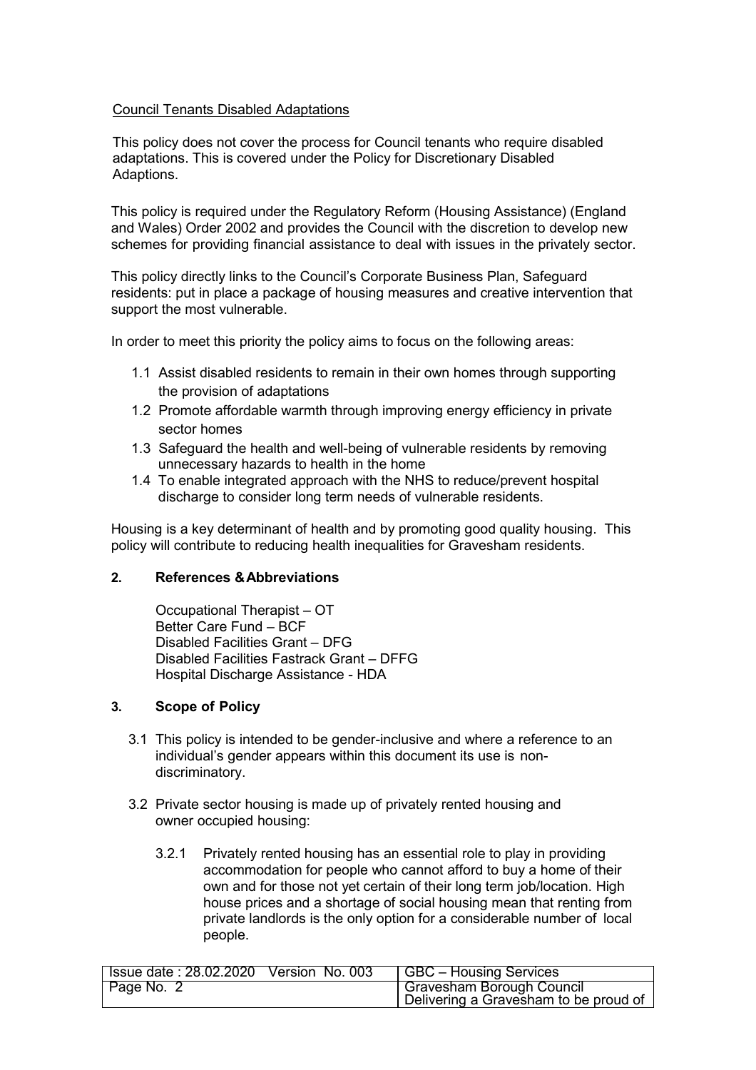Council Tenants Disabled Adaptations

This policy does not cover the process for Council tenants who require disabled adaptations. This is covered under the Policy for Discretionary Disabled Adaptions.

This policy is required under the Regulatory Reform (Housing Assistance) (England and Wales) Order 2002 and provides the Council with the discretion to develop new schemes for providing financial assistance to deal with issues in the privately sector.

This policy directly links to the Council's Corporate Business Plan, Safeguard residents: put in place a package of housing measures and creative intervention that support the most vulnerable.

In order to meet this priority the policy aims to focus on the following areas:

1.1 Assist disabled residents to remain in their own homes through supporting the provision of adaptations
1.2 Promote affordable warmth through improving energy efficiency in private sector homes
1.3 Safeguard the health and well-being of vulnerable residents by removing unnecessary hazards to health in the home
1.4 To enable integrated approach with the NHS to reduce/prevent hospital discharge to consider long term needs of vulnerable residents.

Housing is a key determinant of health and by promoting good quality housing. This policy will contribute to reducing health inequalities for Gravesham residents.

## 2. References & Abbreviations

Occupational Therapist – OT
Better Care Fund – BCF
Disabled Facilities Grant – DFG
Disabled Facilities Fastrack Grant – DFFG
Hospital Discharge Assistance - HDA

## 3. Scope of Policy

3.1 This policy is intended to be gender-inclusive and where a reference to an individual's gender appears within this document its use is non-discriminatory.

3.2 Private sector housing is made up of privately rented housing and owner occupied housing:

3.2.1 Privately rented housing has an essential role to play in providing accommodation for people who cannot afford to buy a home of their own and for those not yet certain of their long term job/location. High house prices and a shortage of social housing mean that renting from private landlords is the only option for a considerable number of local people.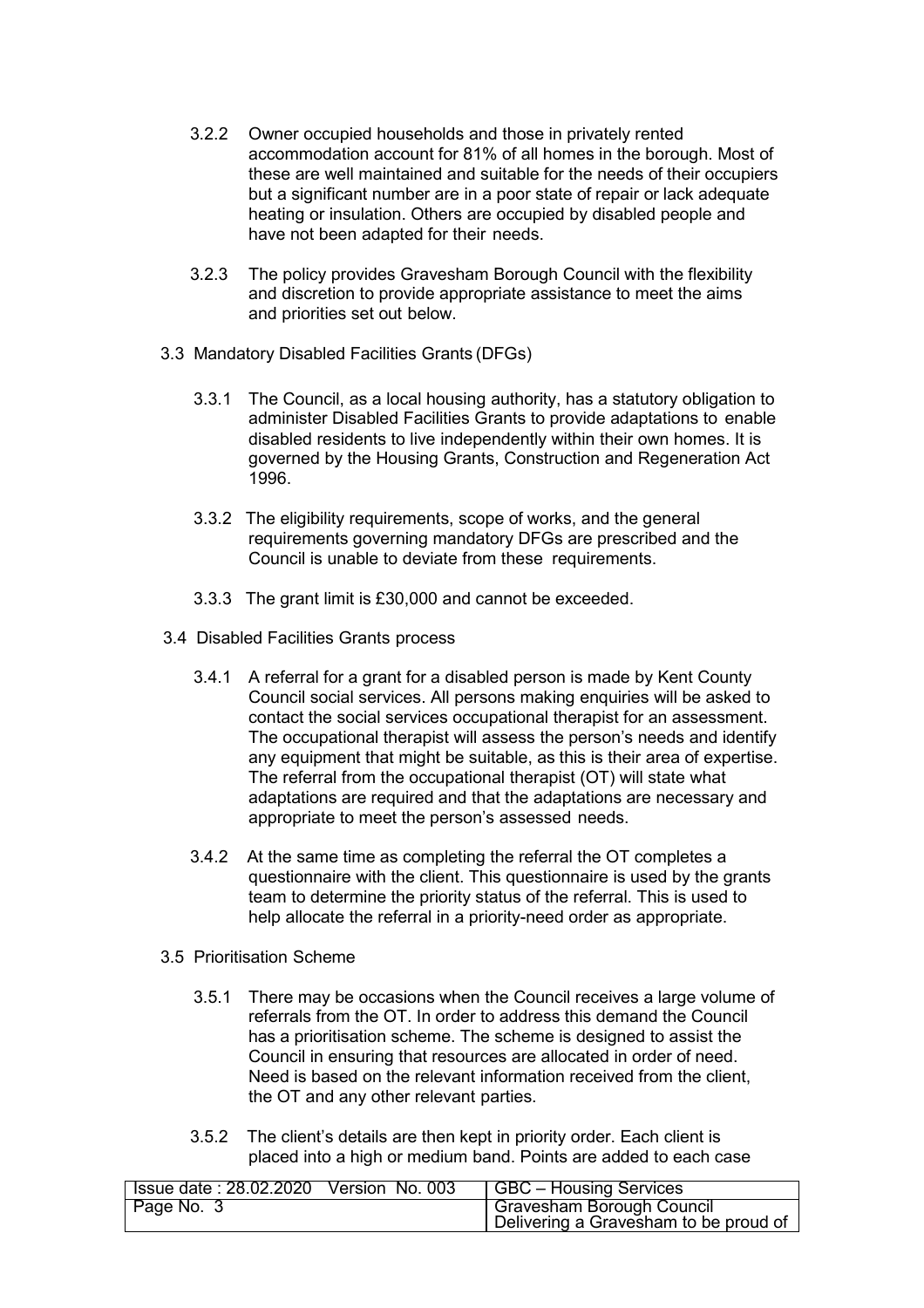3.2.2 Owner occupied households and those in privately rented accommodation account for 81% of all homes in the borough. Most of these are well maintained and suitable for the needs of their occupiers but a significant number are in a poor state of repair or lack adequate heating or insulation. Others are occupied by disabled people and have not been adapted for their needs.

3.2.3 The policy provides Gravesham Borough Council with the flexibility and discretion to provide appropriate assistance to meet the aims and priorities set out below.

### 3.3 Mandatory Disabled Facilities Grants (DFGs)

3.3.1 The Council, as a local housing authority, has a statutory obligation to administer Disabled Facilities Grants to provide adaptations to enable disabled residents to live independently within their own homes. It is governed by the Housing Grants, Construction and Regeneration Act 1996.

3.3.2 The eligibility requirements, scope of works, and the general requirements governing mandatory DFGs are prescribed and the Council is unable to deviate from these requirements.

3.3.3 The grant limit is £30,000 and cannot be exceeded.

### 3.4 Disabled Facilities Grants process

3.4.1 A referral for a grant for a disabled person is made by Kent County Council social services. All persons making enquiries will be asked to contact the social services occupational therapist for an assessment. The occupational therapist will assess the person's needs and identify any equipment that might be suitable, as this is their area of expertise. The referral from the occupational therapist (OT) will state what adaptations are required and that the adaptations are necessary and appropriate to meet the person's assessed needs.

3.4.2 At the same time as completing the referral the OT completes a questionnaire with the client. This questionnaire is used by the grants team to determine the priority status of the referral. This is used to help allocate the referral in a priority-need order as appropriate.

### 3.5 Prioritisation Scheme

3.5.1 There may be occasions when the Council receives a large volume of referrals from the OT. In order to address this demand the Council has a prioritisation scheme. The scheme is designed to assist the Council in ensuring that resources are allocated in order of need. Need is based on the relevant information received from the client, the OT and any other relevant parties.

3.5.2 The client's details are then kept in priority order. Each client is placed into a high or medium band. Points are added to each case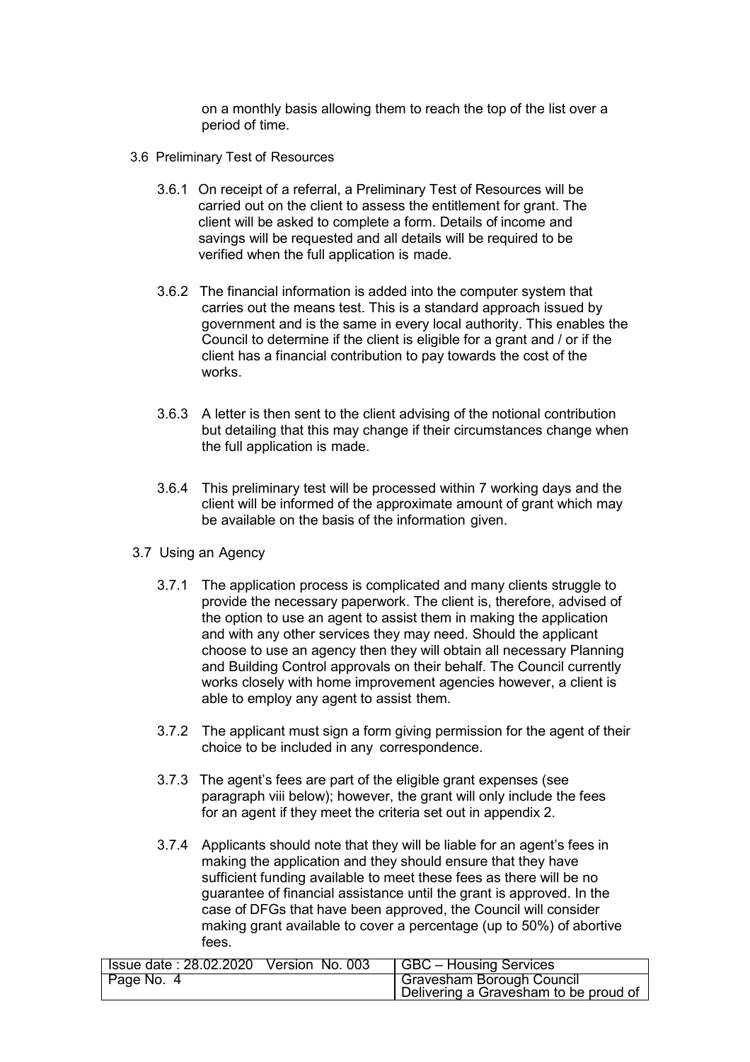on a monthly basis allowing them to reach the top of the list over a period of time.

### 3.6 Preliminary Test of Resources

3.6.1 On receipt of a referral, a Preliminary Test of Resources will be carried out on the client to assess the entitlement for grant. The client will be asked to complete a form. Details of income and savings will be requested and all details will be required to be verified when the full application is made.

3.6.2 The financial information is added into the computer system that carries out the means test. This is a standard approach issued by government and is the same in every local authority. This enables the Council to determine if the client is eligible for a grant and / or if the client has a financial contribution to pay towards the cost of the works.

3.6.3 A letter is then sent to the client advising of the notional contribution but detailing that this may change if their circumstances change when the full application is made.

3.6.4 This preliminary test will be processed within 7 working days and the client will be informed of the approximate amount of grant which may be available on the basis of the information given.

### 3.7 Using an Agency

3.7.1 The application process is complicated and many clients struggle to provide the necessary paperwork. The client is, therefore, advised of the option to use an agent to assist them in making the application and with any other services they may need. Should the applicant choose to use an agency then they will obtain all necessary Planning and Building Control approvals on their behalf. The Council currently works closely with home improvement agencies however, a client is able to employ any agent to assist them.

3.7.2 The applicant must sign a form giving permission for the agent of their choice to be included in any correspondence.

3.7.3 The agent's fees are part of the eligible grant expenses (see paragraph viii below); however, the grant will only include the fees for an agent if they meet the criteria set out in appendix 2.

3.7.4 Applicants should note that they will be liable for an agent's fees in making the application and they should ensure that they have sufficient funding available to meet these fees as there will be no guarantee of financial assistance until the grant is approved. In the case of DFGs that have been approved, the Council will consider making grant available to cover a percentage (up to 50%) of abortive fees.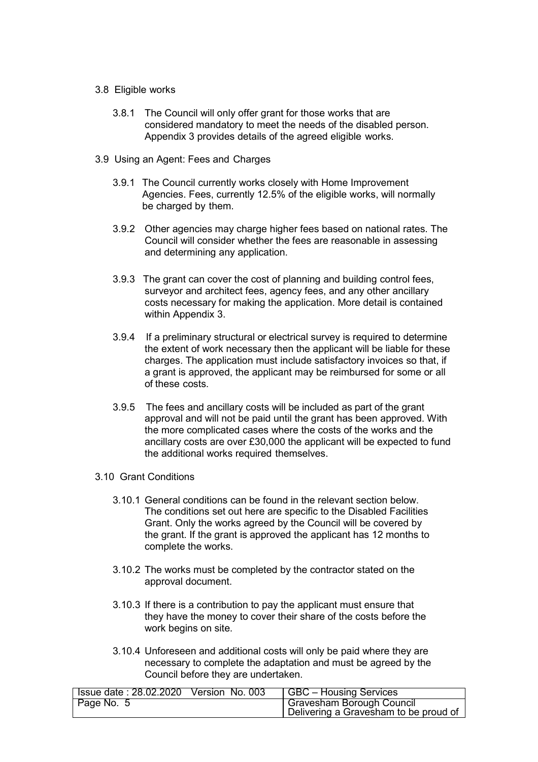### 3.8 Eligible works

3.8.1 The Council will only offer grant for those works that are considered mandatory to meet the needs of the disabled person. Appendix 3 provides details of the agreed eligible works.

### 3.9 Using an Agent: Fees and Charges

3.9.1 The Council currently works closely with Home Improvement Agencies. Fees, currently 12.5% of the eligible works, will normally be charged by them.

3.9.2 Other agencies may charge higher fees based on national rates. The Council will consider whether the fees are reasonable in assessing and determining any application.

3.9.3 The grant can cover the cost of planning and building control fees, surveyor and architect fees, agency fees, and any other ancillary costs necessary for making the application. More detail is contained within Appendix 3.

3.9.4 If a preliminary structural or electrical survey is required to determine the extent of work necessary then the applicant will be liable for these charges. The application must include satisfactory invoices so that, if a grant is approved, the applicant may be reimbursed for some or all of these costs.

3.9.5 The fees and ancillary costs will be included as part of the grant approval and will not be paid until the grant has been approved. With the more complicated cases where the costs of the works and the ancillary costs are over £30,000 the applicant will be expected to fund the additional works required themselves.

### 3.10 Grant Conditions

3.10.1 General conditions can be found in the relevant section below. The conditions set out here are specific to the Disabled Facilities Grant. Only the works agreed by the Council will be covered by the grant. If the grant is approved the applicant has 12 months to complete the works.

3.10.2 The works must be completed by the contractor stated on the approval document.

3.10.3 If there is a contribution to pay the applicant must ensure that they have the money to cover their share of the costs before the work begins on site.

3.10.4 Unforeseen and additional costs will only be paid where they are necessary to complete the adaptation and must be agreed by the Council before they are undertaken.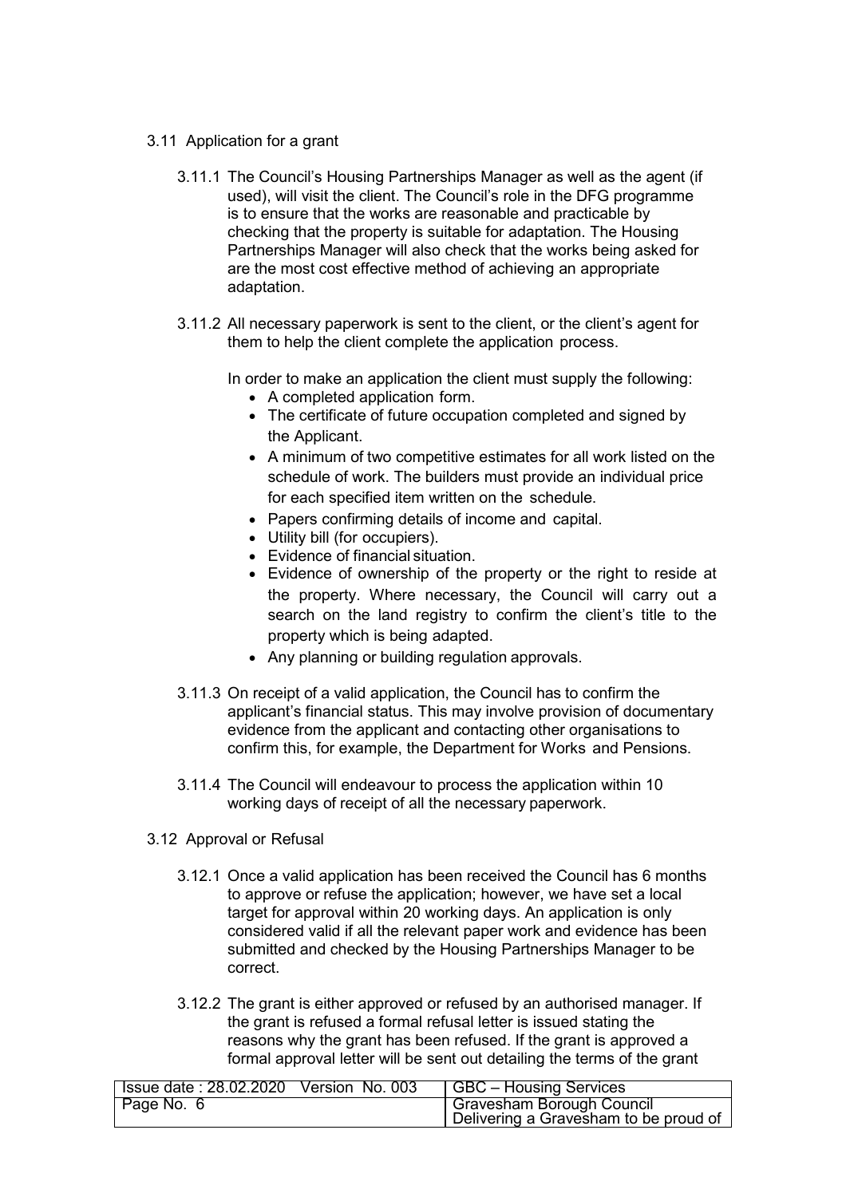### 3.11 Application for a grant

3.11.1 The Council's Housing Partnerships Manager as well as the agent (if used), will visit the client. The Council's role in the DFG programme is to ensure that the works are reasonable and practicable by checking that the property is suitable for adaptation. The Housing Partnerships Manager will also check that the works being asked for are the most cost effective method of achieving an appropriate adaptation.

3.11.2 All necessary paperwork is sent to the client, or the client's agent for them to help the client complete the application process.

In order to make an application the client must supply the following:

- A completed application form.
- The certificate of future occupation completed and signed by the Applicant.
- A minimum of two competitive estimates for all work listed on the schedule of work. The builders must provide an individual price for each specified item written on the schedule.
- Papers confirming details of income and capital.
- Utility bill (for occupiers).
- Evidence of financial situation.
- Evidence of ownership of the property or the right to reside at the property. Where necessary, the Council will carry out a search on the land registry to confirm the client's title to the property which is being adapted.
- Any planning or building regulation approvals.

3.11.3 On receipt of a valid application, the Council has to confirm the applicant's financial status. This may involve provision of documentary evidence from the applicant and contacting other organisations to confirm this, for example, the Department for Works and Pensions.

3.11.4 The Council will endeavour to process the application within 10 working days of receipt of all the necessary paperwork.

### 3.12 Approval or Refusal

3.12.1 Once a valid application has been received the Council has 6 months to approve or refuse the application; however, we have set a local target for approval within 20 working days. An application is only considered valid if all the relevant paper work and evidence has been submitted and checked by the Housing Partnerships Manager to be correct.

3.12.2 The grant is either approved or refused by an authorised manager. If the grant is refused a formal refusal letter is issued stating the reasons why the grant has been refused. If the grant is approved a formal approval letter will be sent out detailing the terms of the grant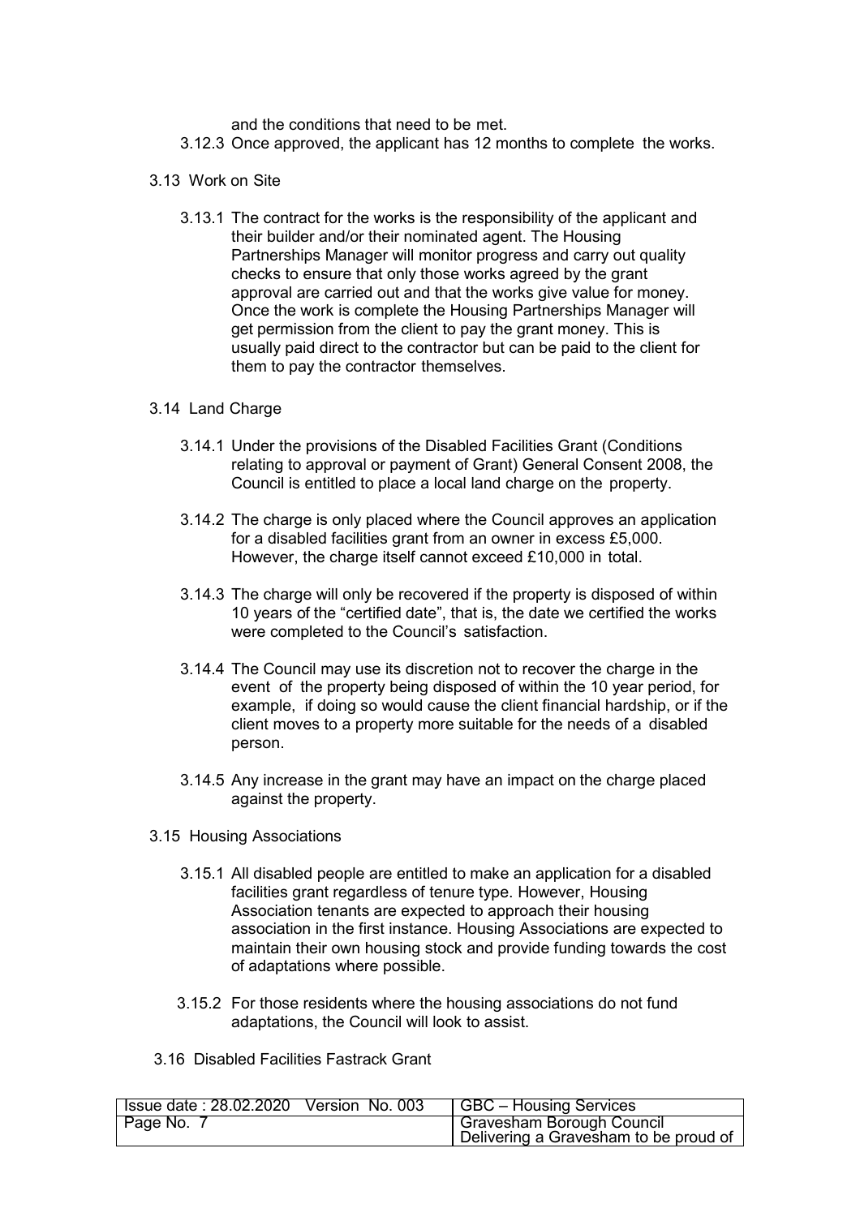and the conditions that need to be met.

3.12.3 Once approved, the applicant has 12 months to complete the works.

### 3.13 Work on Site

3.13.1 The contract for the works is the responsibility of the applicant and their builder and/or their nominated agent. The Housing Partnerships Manager will monitor progress and carry out quality checks to ensure that only those works agreed by the grant approval are carried out and that the works give value for money. Once the work is complete the Housing Partnerships Manager will get permission from the client to pay the grant money. This is usually paid direct to the contractor but can be paid to the client for them to pay the contractor themselves.

### 3.14 Land Charge

3.14.1 Under the provisions of the Disabled Facilities Grant (Conditions relating to approval or payment of Grant) General Consent 2008, the Council is entitled to place a local land charge on the property.

3.14.2 The charge is only placed where the Council approves an application for a disabled facilities grant from an owner in excess £5,000. However, the charge itself cannot exceed £10,000 in total.

3.14.3 The charge will only be recovered if the property is disposed of within 10 years of the "certified date", that is, the date we certified the works were completed to the Council's satisfaction.

3.14.4 The Council may use its discretion not to recover the charge in the event of the property being disposed of within the 10 year period, for example, if doing so would cause the client financial hardship, or if the client moves to a property more suitable for the needs of a disabled person.

3.14.5 Any increase in the grant may have an impact on the charge placed against the property.

### 3.15 Housing Associations

3.15.1 All disabled people are entitled to make an application for a disabled facilities grant regardless of tenure type. However, Housing Association tenants are expected to approach their housing association in the first instance. Housing Associations are expected to maintain their own housing stock and provide funding towards the cost of adaptations where possible.

3.15.2 For those residents where the housing associations do not fund adaptations, the Council will look to assist.

### 3.16 Disabled Facilities Fastrack Grant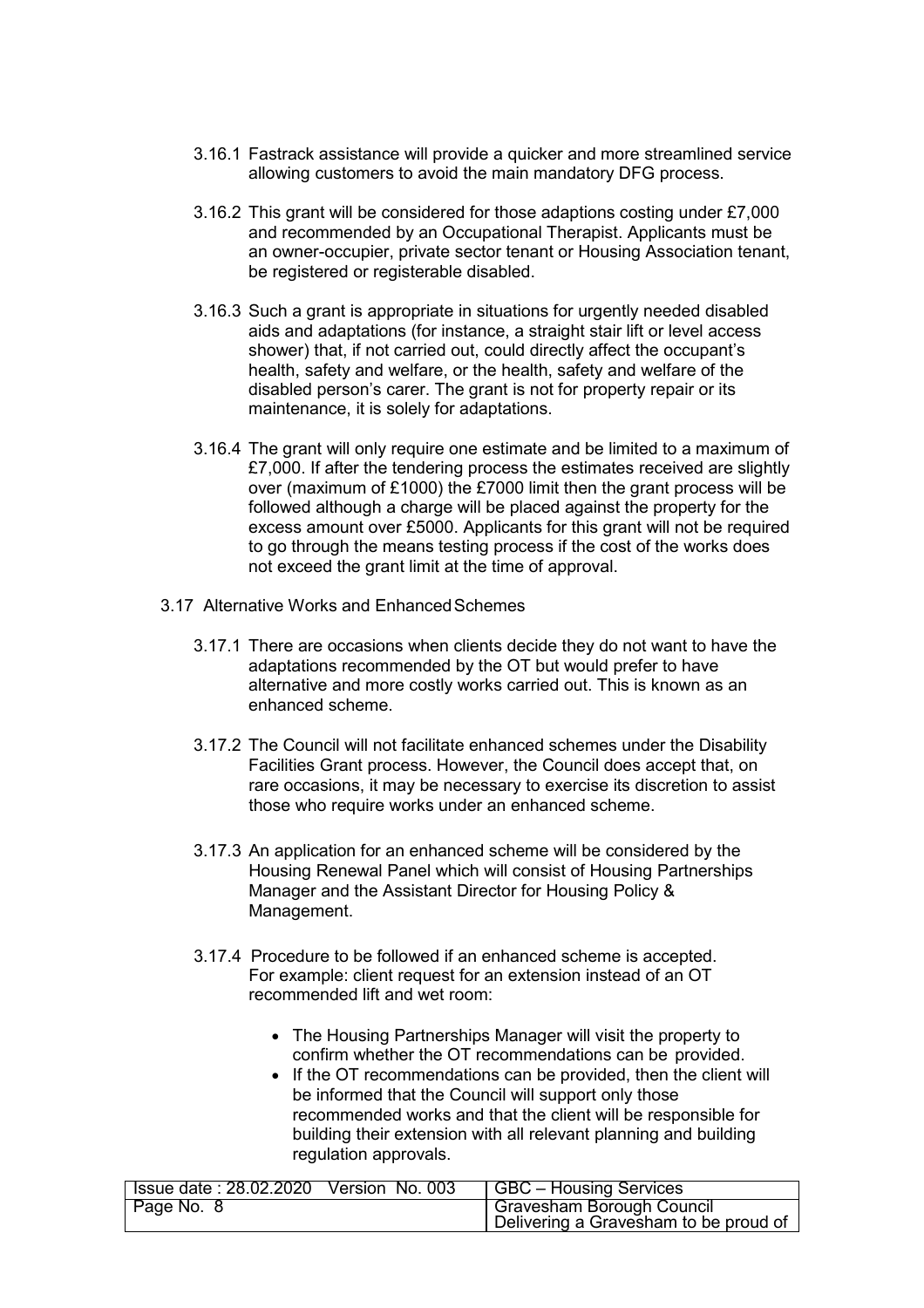3.16.1 Fastrack assistance will provide a quicker and more streamlined service allowing customers to avoid the main mandatory DFG process.

3.16.2 This grant will be considered for those adaptions costing under £7,000 and recommended by an Occupational Therapist. Applicants must be an owner-occupier, private sector tenant or Housing Association tenant, be registered or registerable disabled.

3.16.3 Such a grant is appropriate in situations for urgently needed disabled aids and adaptations (for instance, a straight stair lift or level access shower) that, if not carried out, could directly affect the occupant's health, safety and welfare, or the health, safety and welfare of the disabled person's carer. The grant is not for property repair or its maintenance, it is solely for adaptations.

3.16.4 The grant will only require one estimate and be limited to a maximum of £7,000. If after the tendering process the estimates received are slightly over (maximum of £1000) the £7000 limit then the grant process will be followed although a charge will be placed against the property for the excess amount over £5000. Applicants for this grant will not be required to go through the means testing process if the cost of the works does not exceed the grant limit at the time of approval.

3.17 Alternative Works and Enhanced Schemes

3.17.1 There are occasions when clients decide they do not want to have the adaptations recommended by the OT but would prefer to have alternative and more costly works carried out. This is known as an enhanced scheme.

3.17.2 The Council will not facilitate enhanced schemes under the Disability Facilities Grant process. However, the Council does accept that, on rare occasions, it may be necessary to exercise its discretion to assist those who require works under an enhanced scheme.

3.17.3 An application for an enhanced scheme will be considered by the Housing Renewal Panel which will consist of Housing Partnerships Manager and the Assistant Director for Housing Policy & Management.

3.17.4 Procedure to be followed if an enhanced scheme is accepted. For example: client request for an extension instead of an OT recommended lift and wet room:

- The Housing Partnerships Manager will visit the property to confirm whether the OT recommendations can be provided.
- If the OT recommendations can be provided, then the client will be informed that the Council will support only those recommended works and that the client will be responsible for building their extension with all relevant planning and building regulation approvals.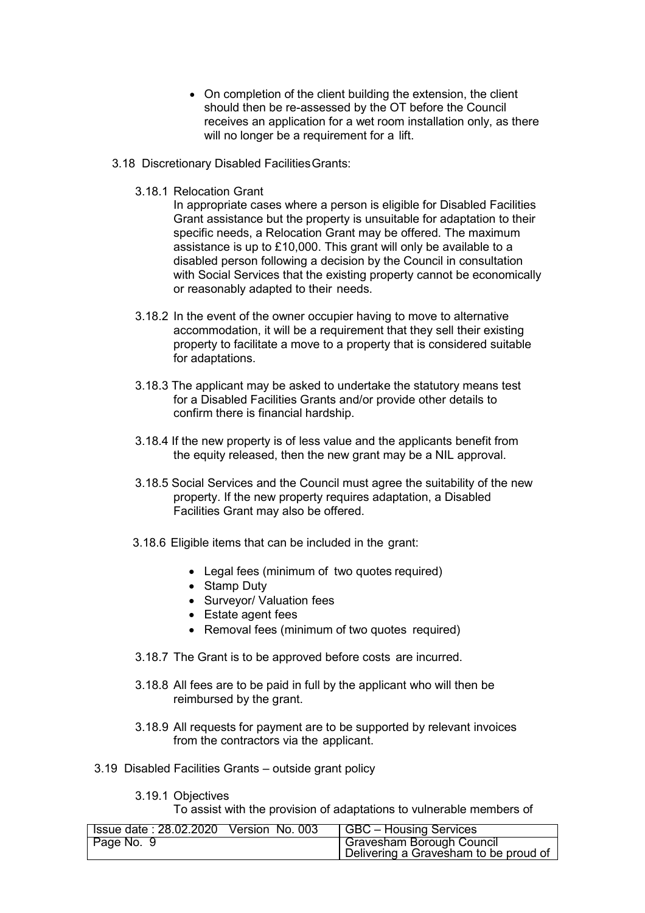- On completion of the client building the extension, the client should then be re-assessed by the OT before the Council receives an application for a wet room installation only, as there will no longer be a requirement for a lift.

3.18 Discretionary Disabled Facilities Grants:

3.18.1 Relocation Grant

In appropriate cases where a person is eligible for Disabled Facilities Grant assistance but the property is unsuitable for adaptation to their specific needs, a Relocation Grant may be offered. The maximum assistance is up to £10,000. This grant will only be available to a disabled person following a decision by the Council in consultation with Social Services that the existing property cannot be economically or reasonably adapted to their needs.

3.18.2 In the event of the owner occupier having to move to alternative accommodation, it will be a requirement that they sell their existing property to facilitate a move to a property that is considered suitable for adaptations.

3.18.3 The applicant may be asked to undertake the statutory means test for a Disabled Facilities Grants and/or provide other details to confirm there is financial hardship.

3.18.4 If the new property is of less value and the applicants benefit from the equity released, then the new grant may be a NIL approval.

3.18.5 Social Services and the Council must agree the suitability of the new property. If the new property requires adaptation, a Disabled Facilities Grant may also be offered.

3.18.6 Eligible items that can be included in the grant:

- Legal fees (minimum of two quotes required)
- Stamp Duty
- Surveyor/ Valuation fees
- Estate agent fees
- Removal fees (minimum of two quotes required)

3.18.7 The Grant is to be approved before costs are incurred.

3.18.8 All fees are to be paid in full by the applicant who will then be reimbursed by the grant.

3.18.9 All requests for payment are to be supported by relevant invoices from the contractors via the applicant.

3.19 Disabled Facilities Grants – outside grant policy

3.19.1 Objectives

To assist with the provision of adaptations to vulnerable members of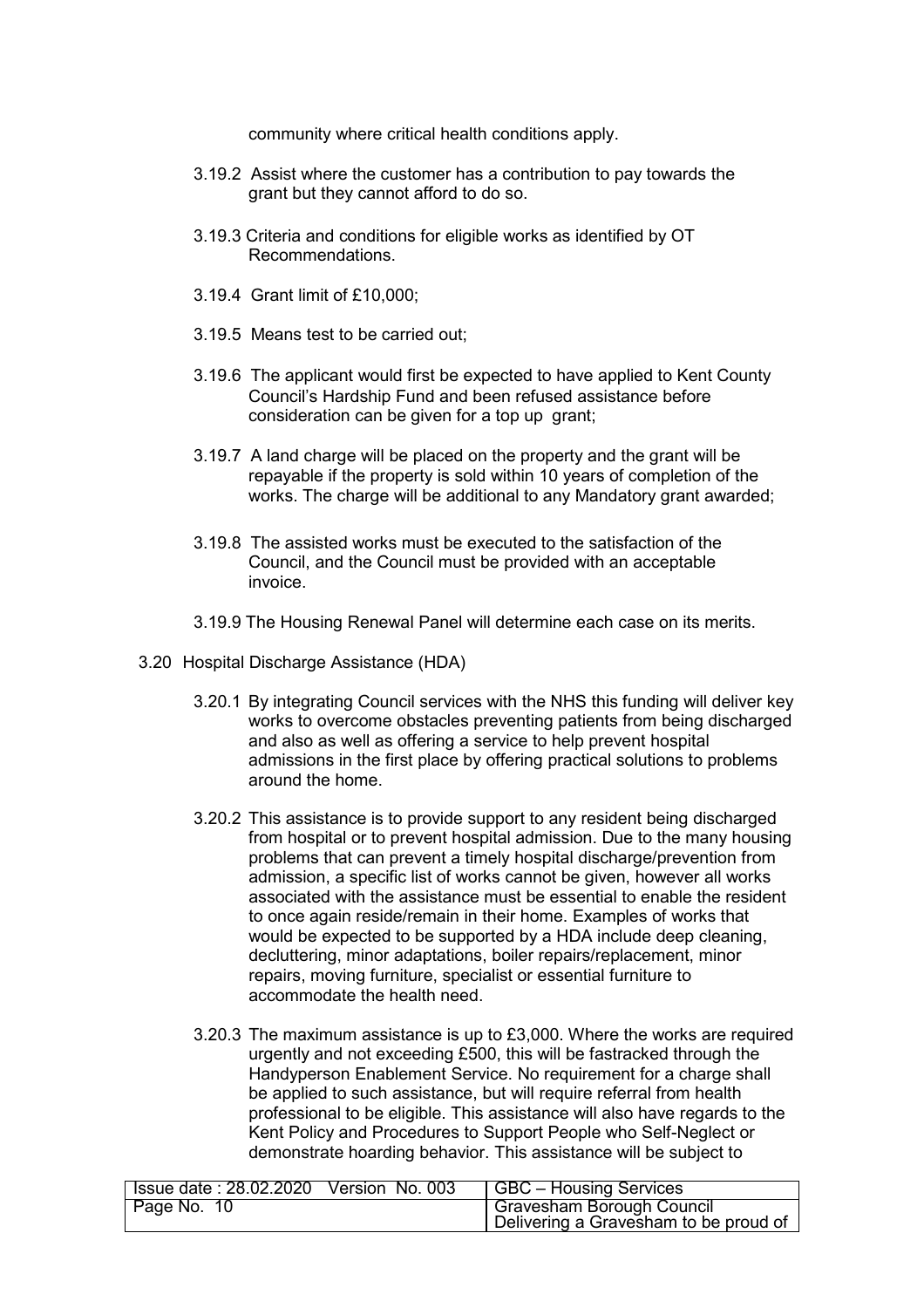community where critical health conditions apply.

3.19.2 Assist where the customer has a contribution to pay towards the grant but they cannot afford to do so.

3.19.3 Criteria and conditions for eligible works as identified by OT Recommendations.

3.19.4 Grant limit of £10,000;

3.19.5 Means test to be carried out;

3.19.6 The applicant would first be expected to have applied to Kent County Council's Hardship Fund and been refused assistance before consideration can be given for a top up grant;

3.19.7 A land charge will be placed on the property and the grant will be repayable if the property is sold within 10 years of completion of the works. The charge will be additional to any Mandatory grant awarded;

3.19.8 The assisted works must be executed to the satisfaction of the Council, and the Council must be provided with an acceptable invoice.

3.19.9 The Housing Renewal Panel will determine each case on its merits.

3.20 Hospital Discharge Assistance (HDA)

3.20.1 By integrating Council services with the NHS this funding will deliver key works to overcome obstacles preventing patients from being discharged and also as well as offering a service to help prevent hospital admissions in the first place by offering practical solutions to problems around the home.

3.20.2 This assistance is to provide support to any resident being discharged from hospital or to prevent hospital admission. Due to the many housing problems that can prevent a timely hospital discharge/prevention from admission, a specific list of works cannot be given, however all works associated with the assistance must be essential to enable the resident to once again reside/remain in their home. Examples of works that would be expected to be supported by a HDA include deep cleaning, decluttering, minor adaptations, boiler repairs/replacement, minor repairs, moving furniture, specialist or essential furniture to accommodate the health need.

3.20.3 The maximum assistance is up to £3,000. Where the works are required urgently and not exceeding £500, this will be fastracked through the Handyperson Enablement Service. No requirement for a charge shall be applied to such assistance, but will require referral from health professional to be eligible. This assistance will also have regards to the Kent Policy and Procedures to Support People who Self-Neglect or demonstrate hoarding behavior. This assistance will be subject to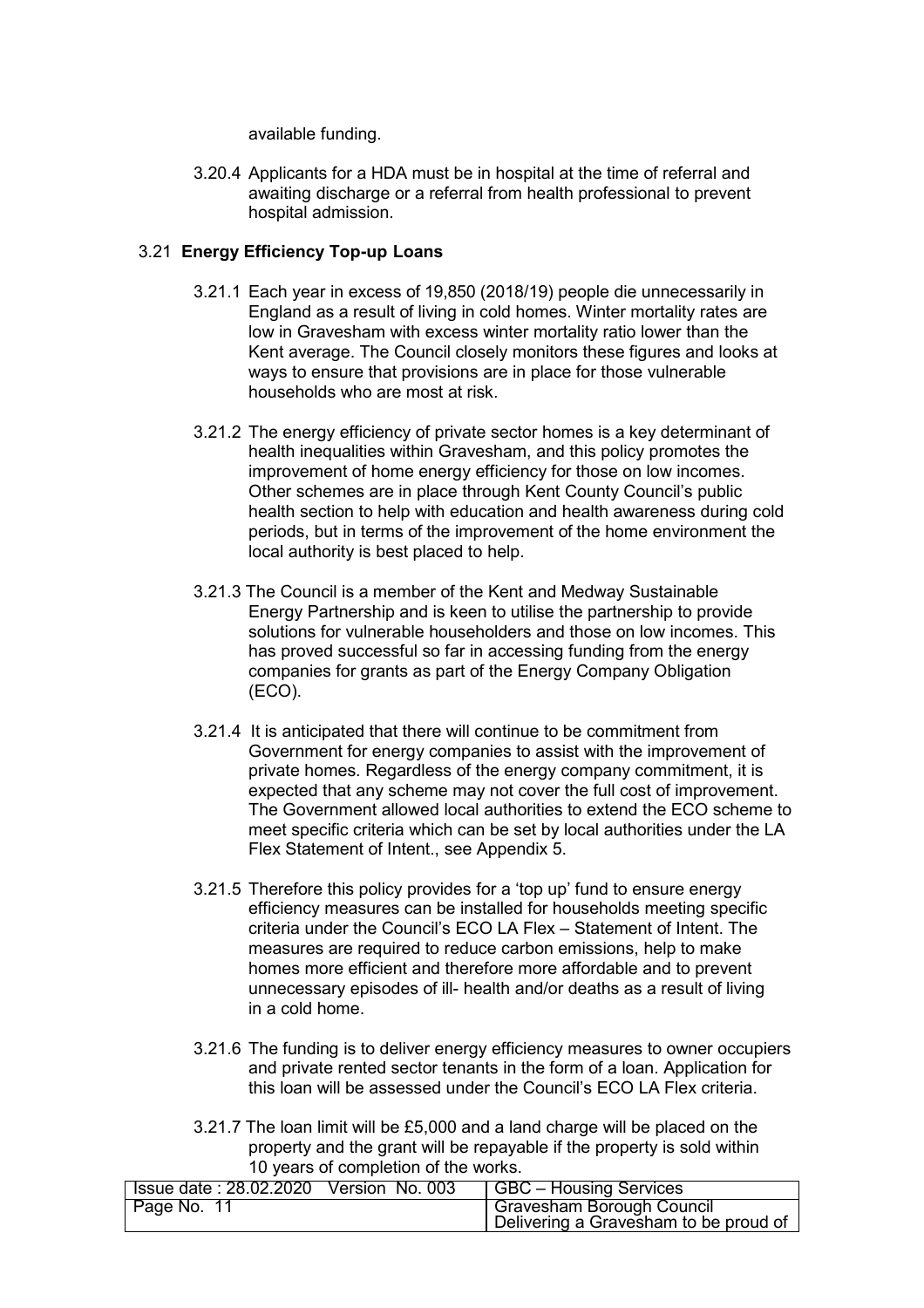available funding.

3.20.4 Applicants for a HDA must be in hospital at the time of referral and awaiting discharge or a referral from health professional to prevent hospital admission.

### 3.21 **Energy Efficiency Top-up Loans**

3.21.1 Each year in excess of 19,850 (2018/19) people die unnecessarily in England as a result of living in cold homes. Winter mortality rates are low in Gravesham with excess winter mortality ratio lower than the Kent average. The Council closely monitors these figures and looks at ways to ensure that provisions are in place for those vulnerable households who are most at risk.

3.21.2 The energy efficiency of private sector homes is a key determinant of health inequalities within Gravesham, and this policy promotes the improvement of home energy efficiency for those on low incomes. Other schemes are in place through Kent County Council's public health section to help with education and health awareness during cold periods, but in terms of the improvement of the home environment the local authority is best placed to help.

3.21.3 The Council is a member of the Kent and Medway Sustainable Energy Partnership and is keen to utilise the partnership to provide solutions for vulnerable householders and those on low incomes. This has proved successful so far in accessing funding from the energy companies for grants as part of the Energy Company Obligation (ECO).

3.21.4 It is anticipated that there will continue to be commitment from Government for energy companies to assist with the improvement of private homes. Regardless of the energy company commitment, it is expected that any scheme may not cover the full cost of improvement. The Government allowed local authorities to extend the ECO scheme to meet specific criteria which can be set by local authorities under the LA Flex Statement of Intent., see Appendix 5.

3.21.5 Therefore this policy provides for a 'top up' fund to ensure energy efficiency measures can be installed for households meeting specific criteria under the Council's ECO LA Flex – Statement of Intent. The measures are required to reduce carbon emissions, help to make homes more efficient and therefore more affordable and to prevent unnecessary episodes of ill- health and/or deaths as a result of living in a cold home.

3.21.6 The funding is to deliver energy efficiency measures to owner occupiers and private rented sector tenants in the form of a loan. Application for this loan will be assessed under the Council's ECO LA Flex criteria.

3.21.7 The loan limit will be £5,000 and a land charge will be placed on the property and the grant will be repayable if the property is sold within 10 years of completion of the works.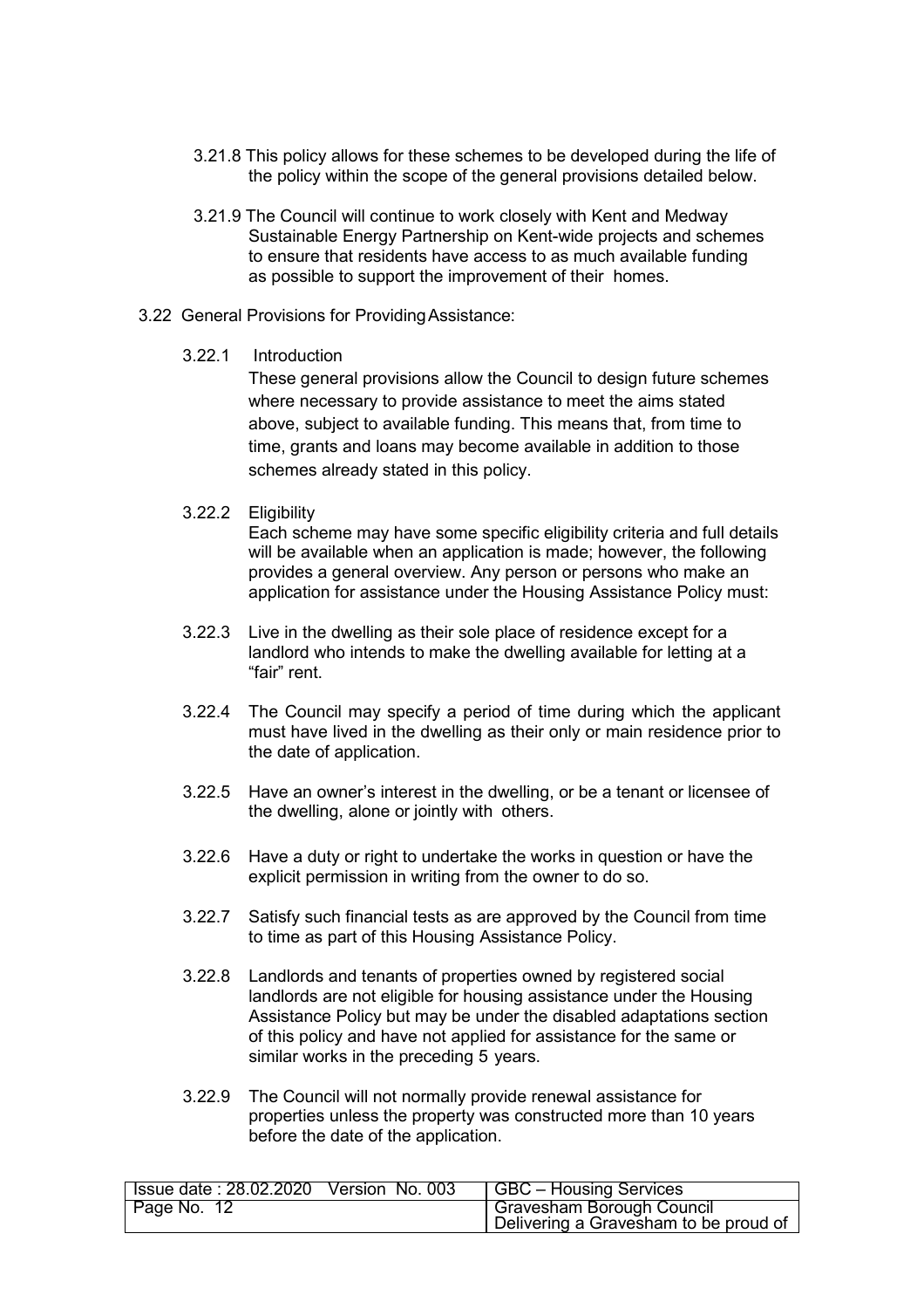3.21.8 This policy allows for these schemes to be developed during the life of the policy within the scope of the general provisions detailed below.

3.21.9 The Council will continue to work closely with Kent and Medway Sustainable Energy Partnership on Kent-wide projects and schemes to ensure that residents have access to as much available funding as possible to support the improvement of their homes.

3.22 General Provisions for Providing Assistance:

3.22.1 Introduction

These general provisions allow the Council to design future schemes where necessary to provide assistance to meet the aims stated above, subject to available funding. This means that, from time to time, grants and loans may become available in addition to those schemes already stated in this policy.

3.22.2 Eligibility

Each scheme may have some specific eligibility criteria and full details will be available when an application is made; however, the following provides a general overview. Any person or persons who make an application for assistance under the Housing Assistance Policy must:

3.22.3 Live in the dwelling as their sole place of residence except for a landlord who intends to make the dwelling available for letting at a "fair" rent.

3.22.4 The Council may specify a period of time during which the applicant must have lived in the dwelling as their only or main residence prior to the date of application.

3.22.5 Have an owner's interest in the dwelling, or be a tenant or licensee of the dwelling, alone or jointly with others.

3.22.6 Have a duty or right to undertake the works in question or have the explicit permission in writing from the owner to do so.

3.22.7 Satisfy such financial tests as are approved by the Council from time to time as part of this Housing Assistance Policy.

3.22.8 Landlords and tenants of properties owned by registered social landlords are not eligible for housing assistance under the Housing Assistance Policy but may be under the disabled adaptations section of this policy and have not applied for assistance for the same or similar works in the preceding 5 years.

3.22.9 The Council will not normally provide renewal assistance for properties unless the property was constructed more than 10 years before the date of the application.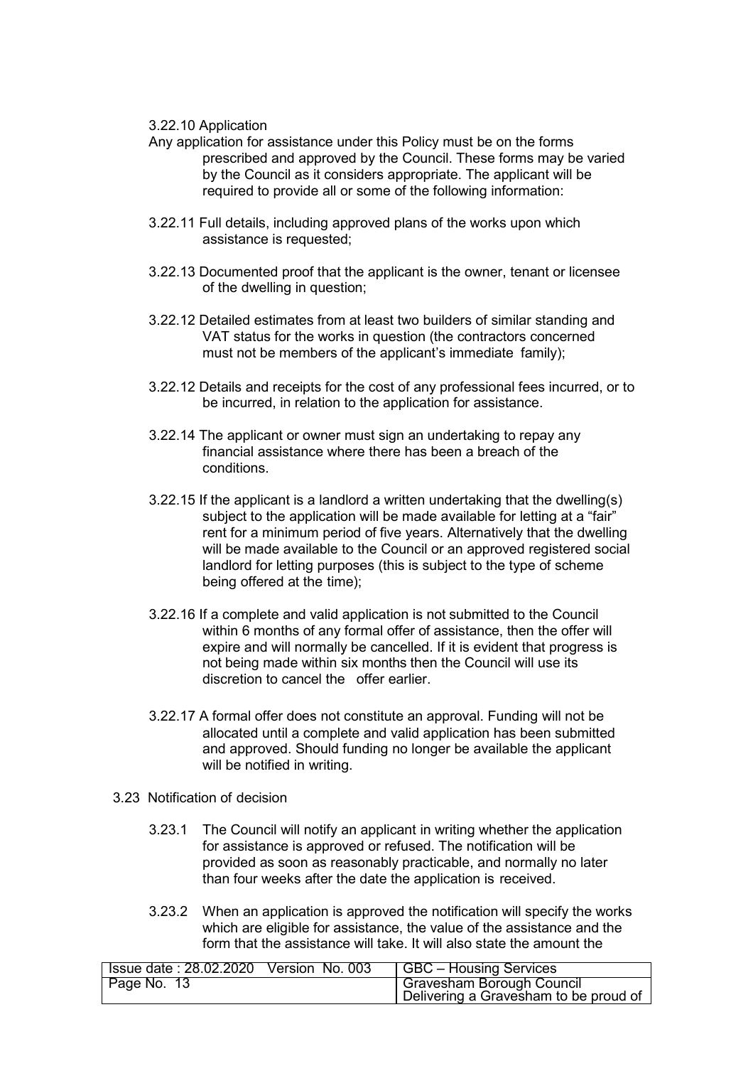3.22.10 Application

Any application for assistance under this Policy must be on the forms prescribed and approved by the Council. These forms may be varied by the Council as it considers appropriate. The applicant will be required to provide all or some of the following information:

3.22.11 Full details, including approved plans of the works upon which assistance is requested;

3.22.13 Documented proof that the applicant is the owner, tenant or licensee of the dwelling in question;

3.22.12 Detailed estimates from at least two builders of similar standing and VAT status for the works in question (the contractors concerned must not be members of the applicant's immediate family);

3.22.12 Details and receipts for the cost of any professional fees incurred, or to be incurred, in relation to the application for assistance.

3.22.14 The applicant or owner must sign an undertaking to repay any financial assistance where there has been a breach of the conditions.

3.22.15 If the applicant is a landlord a written undertaking that the dwelling(s) subject to the application will be made available for letting at a "fair" rent for a minimum period of five years. Alternatively that the dwelling will be made available to the Council or an approved registered social landlord for letting purposes (this is subject to the type of scheme being offered at the time);

3.22.16 If a complete and valid application is not submitted to the Council within 6 months of any formal offer of assistance, then the offer will expire and will normally be cancelled. If it is evident that progress is not being made within six months then the Council will use its discretion to cancel the offer earlier.

3.22.17 A formal offer does not constitute an approval. Funding will not be allocated until a complete and valid application has been submitted and approved. Should funding no longer be available the applicant will be notified in writing.

3.23 Notification of decision

3.23.1 The Council will notify an applicant in writing whether the application for assistance is approved or refused. The notification will be provided as soon as reasonably practicable, and normally no later than four weeks after the date the application is received.

3.23.2 When an application is approved the notification will specify the works which are eligible for assistance, the value of the assistance and the form that the assistance will take. It will also state the amount the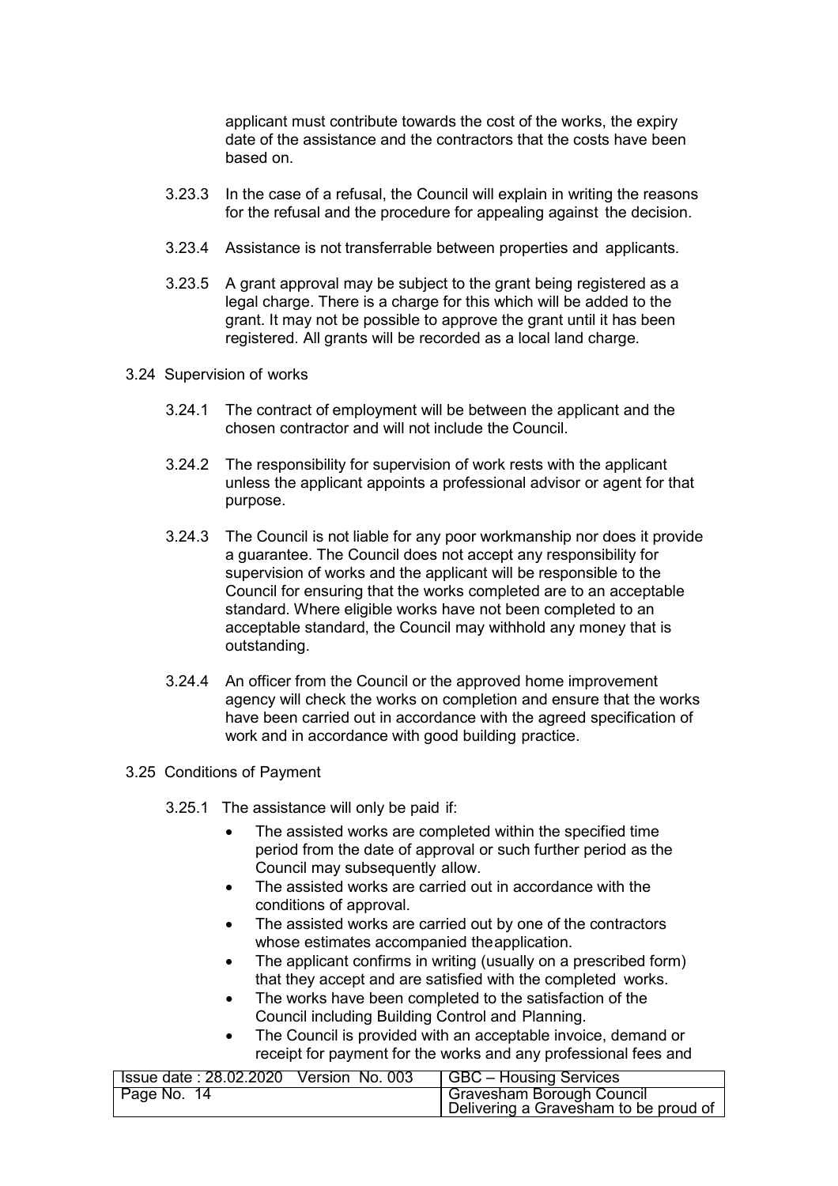applicant must contribute towards the cost of the works, the expiry date of the assistance and the contractors that the costs have been based on.

3.23.3 In the case of a refusal, the Council will explain in writing the reasons for the refusal and the procedure for appealing against the decision.

3.23.4 Assistance is not transferrable between properties and applicants.

3.23.5 A grant approval may be subject to the grant being registered as a legal charge. There is a charge for this which will be added to the grant. It may not be possible to approve the grant until it has been registered. All grants will be recorded as a local land charge.

### 3.24 Supervision of works

3.24.1 The contract of employment will be between the applicant and the chosen contractor and will not include the Council.

3.24.2 The responsibility for supervision of work rests with the applicant unless the applicant appoints a professional advisor or agent for that purpose.

3.24.3 The Council is not liable for any poor workmanship nor does it provide a guarantee. The Council does not accept any responsibility for supervision of works and the applicant will be responsible to the Council for ensuring that the works completed are to an acceptable standard. Where eligible works have not been completed to an acceptable standard, the Council may withhold any money that is outstanding.

3.24.4 An officer from the Council or the approved home improvement agency will check the works on completion and ensure that the works have been carried out in accordance with the agreed specification of work and in accordance with good building practice.

### 3.25 Conditions of Payment

3.25.1 The assistance will only be paid if:

- The assisted works are completed within the specified time period from the date of approval or such further period as the Council may subsequently allow.
- The assisted works are carried out in accordance with the conditions of approval.
- The assisted works are carried out by one of the contractors whose estimates accompanied the application.
- The applicant confirms in writing (usually on a prescribed form) that they accept and are satisfied with the completed works.
- The works have been completed to the satisfaction of the Council including Building Control and Planning.
- The Council is provided with an acceptable invoice, demand or receipt for payment for the works and any professional fees and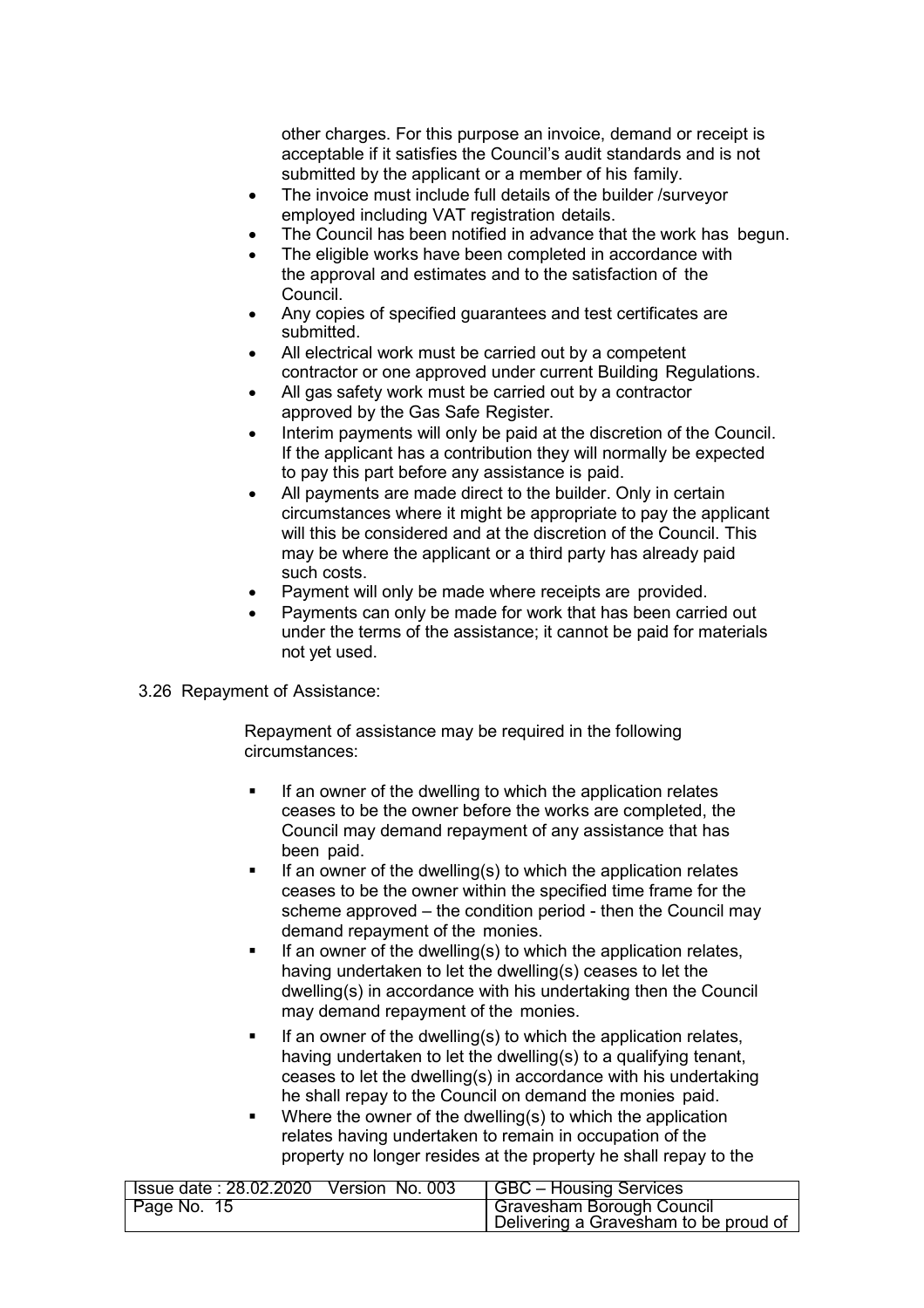other charges. For this purpose an invoice, demand or receipt is acceptable if it satisfies the Council's audit standards and is not submitted by the applicant or a member of his family.

- The invoice must include full details of the builder /surveyor employed including VAT registration details.
- The Council has been notified in advance that the work has begun.
- The eligible works have been completed in accordance with the approval and estimates and to the satisfaction of the Council.
- Any copies of specified guarantees and test certificates are submitted.
- All electrical work must be carried out by a competent contractor or one approved under current Building Regulations.
- All gas safety work must be carried out by a contractor approved by the Gas Safe Register.
- Interim payments will only be paid at the discretion of the Council. If the applicant has a contribution they will normally be expected to pay this part before any assistance is paid.
- All payments are made direct to the builder. Only in certain circumstances where it might be appropriate to pay the applicant will this be considered and at the discretion of the Council. This may be where the applicant or a third party has already paid such costs.
- Payment will only be made where receipts are provided.
- Payments can only be made for work that has been carried out under the terms of the assistance; it cannot be paid for materials not yet used.

3.26 Repayment of Assistance:

Repayment of assistance may be required in the following circumstances:

- If an owner of the dwelling to which the application relates ceases to be the owner before the works are completed, the Council may demand repayment of any assistance that has been paid.
- If an owner of the dwelling(s) to which the application relates ceases to be the owner within the specified time frame for the scheme approved – the condition period - then the Council may demand repayment of the monies.
- If an owner of the dwelling(s) to which the application relates, having undertaken to let the dwelling(s) ceases to let the dwelling(s) in accordance with his undertaking then the Council may demand repayment of the monies.
- If an owner of the dwelling(s) to which the application relates, having undertaken to let the dwelling(s) to a qualifying tenant, ceases to let the dwelling(s) in accordance with his undertaking he shall repay to the Council on demand the monies paid.
- Where the owner of the dwelling(s) to which the application relates having undertaken to remain in occupation of the property no longer resides at the property he shall repay to the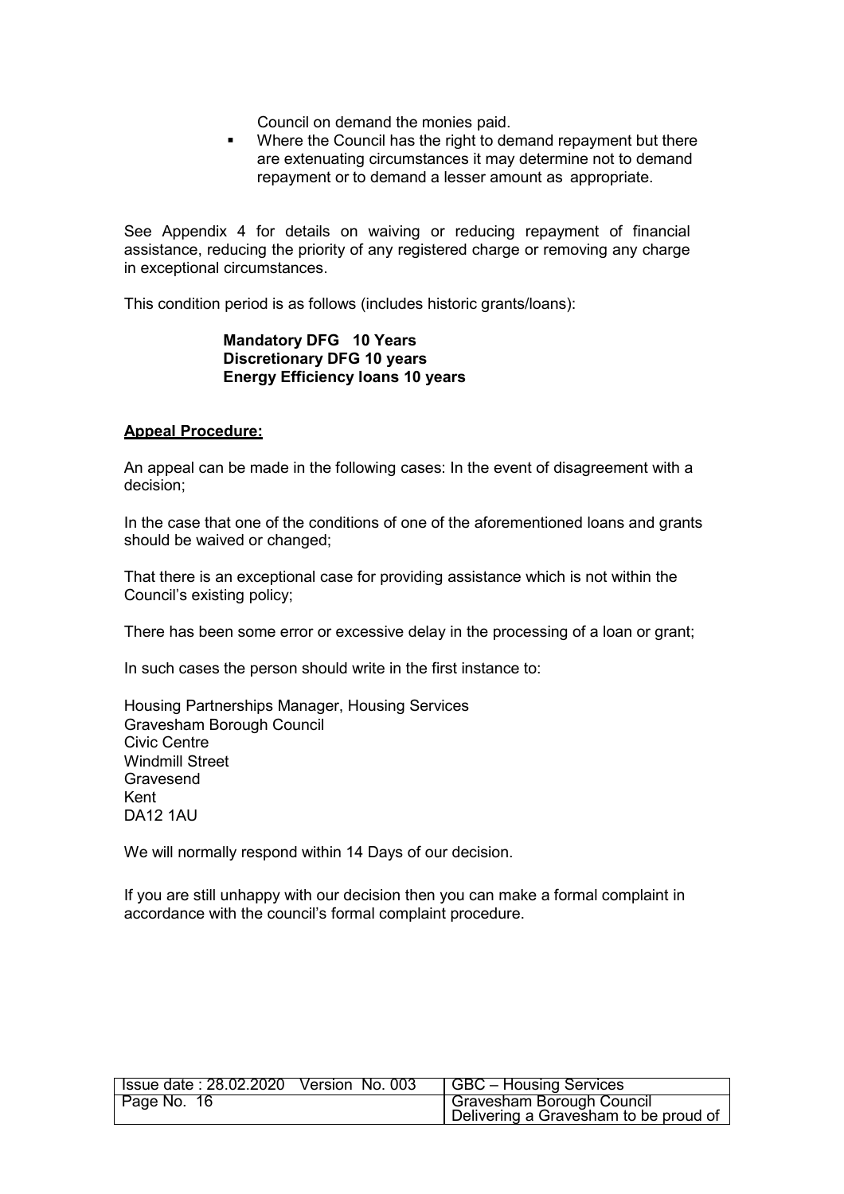Council on demand the monies paid.

- Where the Council has the right to demand repayment but there are extenuating circumstances it may determine not to demand repayment or to demand a lesser amount as appropriate.

See Appendix 4 for details on waiving or reducing repayment of financial assistance, reducing the priority of any registered charge or removing any charge in exceptional circumstances.

This condition period is as follows (includes historic grants/loans):

**Mandatory DFG 10 Years**
**Discretionary DFG 10 years**
**Energy Efficiency loans 10 years**

**Appeal Procedure:**

An appeal can be made in the following cases: In the event of disagreement with a decision;

In the case that one of the conditions of one of the aforementioned loans and grants should be waived or changed;

That there is an exceptional case for providing assistance which is not within the Council's existing policy;

There has been some error or excessive delay in the processing of a loan or grant;

In such cases the person should write in the first instance to:

Housing Partnerships Manager, Housing Services
Gravesham Borough Council
Civic Centre
Windmill Street
Gravesend
Kent
DA12 1AU

We will normally respond within 14 Days of our decision.

If you are still unhappy with our decision then you can make a formal complaint in accordance with the council's formal complaint procedure.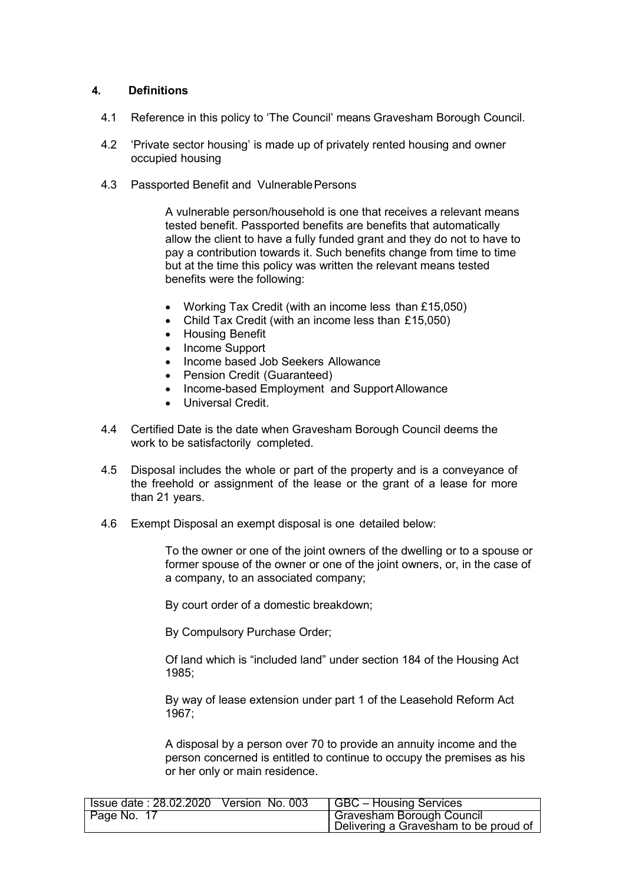## 4. Definitions

4.1 Reference in this policy to 'The Council' means Gravesham Borough Council.

4.2 'Private sector housing' is made up of privately rented housing and owner occupied housing

4.3 Passported Benefit and Vulnerable Persons

A vulnerable person/household is one that receives a relevant means tested benefit. Passported benefits are benefits that automatically allow the client to have a fully funded grant and they do not to have to pay a contribution towards it. Such benefits change from time to time but at the time this policy was written the relevant means tested benefits were the following:

- Working Tax Credit (with an income less than £15,050)
- Child Tax Credit (with an income less than £15,050)
- Housing Benefit
- Income Support
- Income based Job Seekers Allowance
- Pension Credit (Guaranteed)
- Income-based Employment and Support Allowance
- Universal Credit.

4.4 Certified Date is the date when Gravesham Borough Council deems the work to be satisfactorily completed.

4.5 Disposal includes the whole or part of the property and is a conveyance of the freehold or assignment of the lease or the grant of a lease for more than 21 years.

4.6 Exempt Disposal an exempt disposal is one detailed below:

To the owner or one of the joint owners of the dwelling or to a spouse or former spouse of the owner or one of the joint owners, or, in the case of a company, to an associated company;

By court order of a domestic breakdown;

By Compulsory Purchase Order;

Of land which is "included land" under section 184 of the Housing Act 1985;

By way of lease extension under part 1 of the Leasehold Reform Act 1967;

A disposal by a person over 70 to provide an annuity income and the person concerned is entitled to continue to occupy the premises as his or her only or main residence.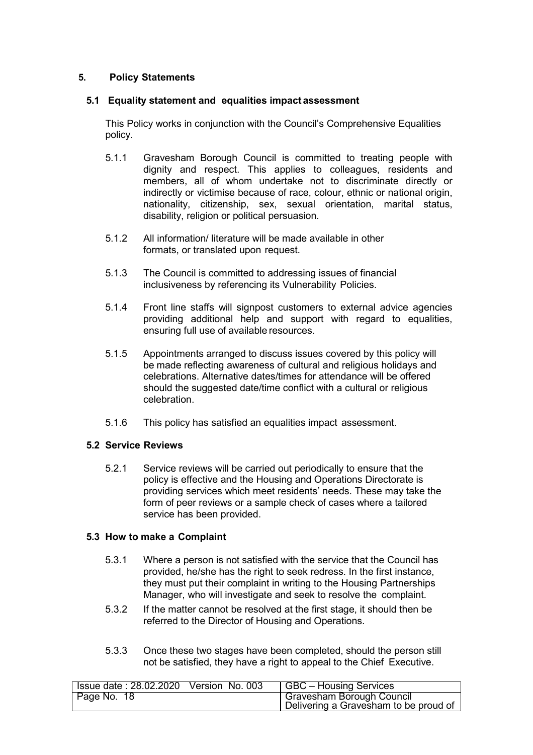## 5. Policy Statements

### 5.1 Equality statement and equalities impact assessment

This Policy works in conjunction with the Council's Comprehensive Equalities policy.

5.1.1 Gravesham Borough Council is committed to treating people with dignity and respect. This applies to colleagues, residents and members, all of whom undertake not to discriminate directly or indirectly or victimise because of race, colour, ethnic or national origin, nationality, citizenship, sex, sexual orientation, marital status, disability, religion or political persuasion.

5.1.2 All information/ literature will be made available in other formats, or translated upon request.

5.1.3 The Council is committed to addressing issues of financial inclusiveness by referencing its Vulnerability Policies.

5.1.4 Front line staffs will signpost customers to external advice agencies providing additional help and support with regard to equalities, ensuring full use of available resources.

5.1.5 Appointments arranged to discuss issues covered by this policy will be made reflecting awareness of cultural and religious holidays and celebrations. Alternative dates/times for attendance will be offered should the suggested date/time conflict with a cultural or religious celebration.

5.1.6 This policy has satisfied an equalities impact assessment.

### 5.2 Service Reviews

5.2.1 Service reviews will be carried out periodically to ensure that the policy is effective and the Housing and Operations Directorate is providing services which meet residents' needs. These may take the form of peer reviews or a sample check of cases where a tailored service has been provided.

### 5.3 How to make a Complaint

5.3.1 Where a person is not satisfied with the service that the Council has provided, he/she has the right to seek redress. In the first instance, they must put their complaint in writing to the Housing Partnerships Manager, who will investigate and seek to resolve the complaint.

5.3.2 If the matter cannot be resolved at the first stage, it should then be referred to the Director of Housing and Operations.

5.3.3 Once these two stages have been completed, should the person still not be satisfied, they have a right to appeal to the Chief Executive.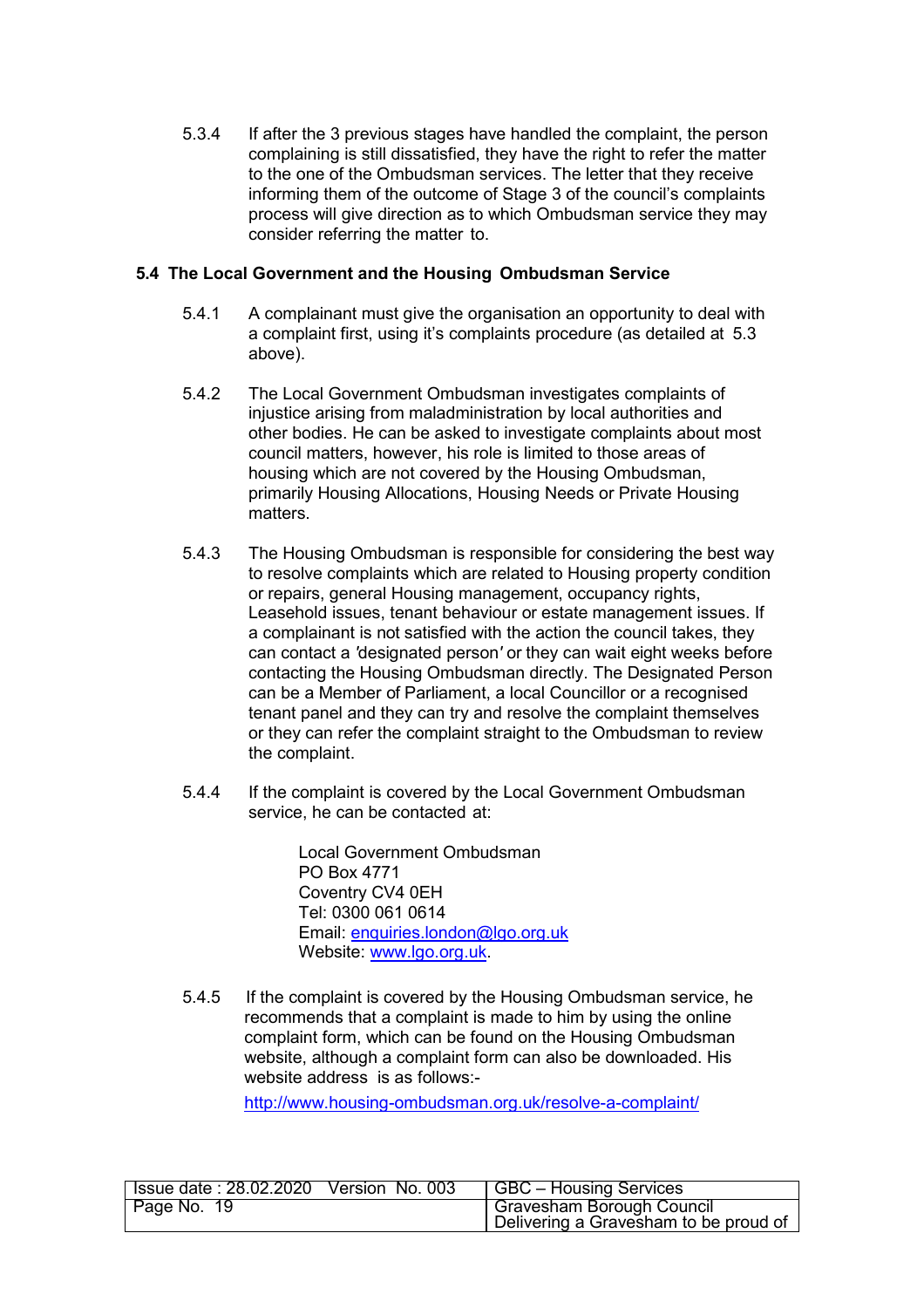5.3.4 If after the 3 previous stages have handled the complaint, the person complaining is still dissatisfied, they have the right to refer the matter to the one of the Ombudsman services. The letter that they receive informing them of the outcome of Stage 3 of the council's complaints process will give direction as to which Ombudsman service they may consider referring the matter to.

### 5.4 The Local Government and the Housing Ombudsman Service

5.4.1 A complainant must give the organisation an opportunity to deal with a complaint first, using it's complaints procedure (as detailed at 5.3 above).

5.4.2 The Local Government Ombudsman investigates complaints of injustice arising from maladministration by local authorities and other bodies. He can be asked to investigate complaints about most council matters, however, his role is limited to those areas of housing which are not covered by the Housing Ombudsman, primarily Housing Allocations, Housing Needs or Private Housing matters.

5.4.3 The Housing Ombudsman is responsible for considering the best way to resolve complaints which are related to Housing property condition or repairs, general Housing management, occupancy rights, Leasehold issues, tenant behaviour or estate management issues. If a complainant is not satisfied with the action the council takes, they can contact a 'designated person' or they can wait eight weeks before contacting the Housing Ombudsman directly. The Designated Person can be a Member of Parliament, a local Councillor or a recognised tenant panel and they can try and resolve the complaint themselves or they can refer the complaint straight to the Ombudsman to review the complaint.

5.4.4 If the complaint is covered by the Local Government Ombudsman service, he can be contacted at:

Local Government Ombudsman
PO Box 4771
Coventry CV4 0EH
Tel: 0300 061 0614
Email: enquiries.london@lgo.org.uk
Website: www.lgo.org.uk.

5.4.5 If the complaint is covered by the Housing Ombudsman service, he recommends that a complaint is made to him by using the online complaint form, which can be found on the Housing Ombudsman website, although a complaint form can also be downloaded. His website address is as follows:-

http://www.housing-ombudsman.org.uk/resolve-a-complaint/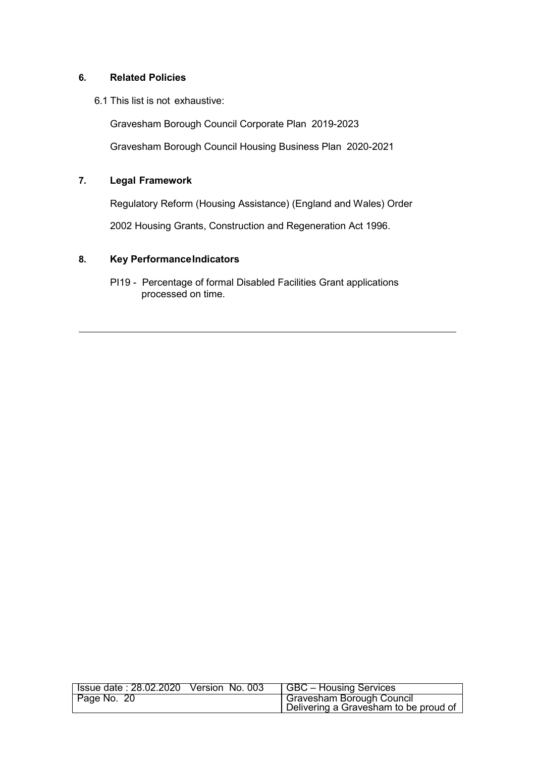## 6. Related Policies

6.1 This list is not exhaustive:

Gravesham Borough Council Corporate Plan 2019-2023

Gravesham Borough Council Housing Business Plan 2020-2021

## 7. Legal Framework

Regulatory Reform (Housing Assistance) (England and Wales) Order

2002 Housing Grants, Construction and Regeneration Act 1996.

## 8. Key Performance Indicators

PI19 - Percentage of formal Disabled Facilities Grant applications processed on time.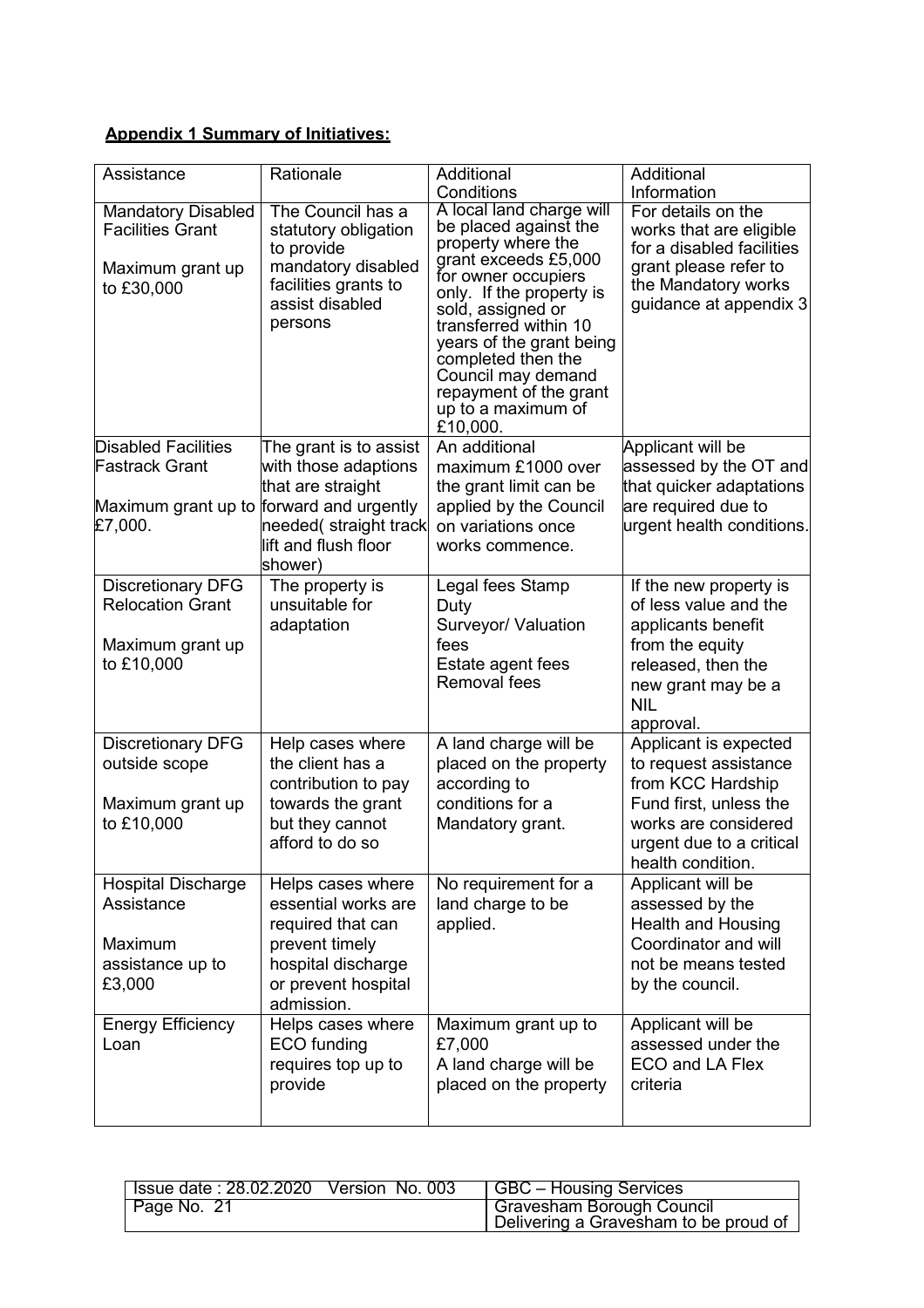**Appendix 1 Summary of Initiatives:**

| Assistance | Rationale | Additional Conditions | Additional Information |
| --- | --- | --- | --- |
| Mandatory Disabled Facilities Grant<br><br>Maximum grant up to £30,000 | The Council has a statutory obligation to provide mandatory disabled facilities grants to assist disabled persons | A local land charge will be placed against the property where the grant exceeds £5,000 for owner occupiers only. If the property is sold, assigned or transferred within 10 years of the grant being completed then the Council may demand repayment of the grant up to a maximum of £10,000. | For details on the works that are eligible for a disabled facilities grant please refer to the Mandatory works guidance at appendix 3 |
| Disabled Facilities Fastrack Grant<br><br>Maximum grant up to £7,000. | The grant is to assist with those adaptions that are straight forward and urgently needed( straight track lift and flush floor shower) | An additional maximum £1000 over the grant limit can be applied by the Council on variations once works commence. | Applicant will be assessed by the OT and that quicker adaptations are required due to urgent health conditions. |
| Discretionary DFG Relocation Grant<br><br>Maximum grant up to £10,000 | The property is unsuitable for adaptation | Legal fees Stamp Duty<br>Surveyor/ Valuation fees<br>Estate agent fees<br>Removal fees | If the new property is of less value and the applicants benefit from the equity released, then the new grant may be a NIL approval. |
| Discretionary DFG outside scope<br><br>Maximum grant up to £10,000 | Help cases where the client has a contribution to pay towards the grant but they cannot afford to do so | A land charge will be placed on the property according to conditions for a Mandatory grant. | Applicant is expected to request assistance from KCC Hardship Fund first, unless the works are considered urgent due to a critical health condition. |
| Hospital Discharge Assistance<br><br>Maximum assistance up to £3,000 | Helps cases where essential works are required that can prevent timely hospital discharge or prevent hospital admission. | No requirement for a land charge to be applied. | Applicant will be assessed by the Health and Housing Coordinator and will not be means tested by the council. |
| Energy Efficiency Loan | Helps cases where ECO funding requires top up to provide | Maximum grant up to £7,000<br>A land charge will be placed on the property | Applicant will be assessed under the ECO and LA Flex criteria |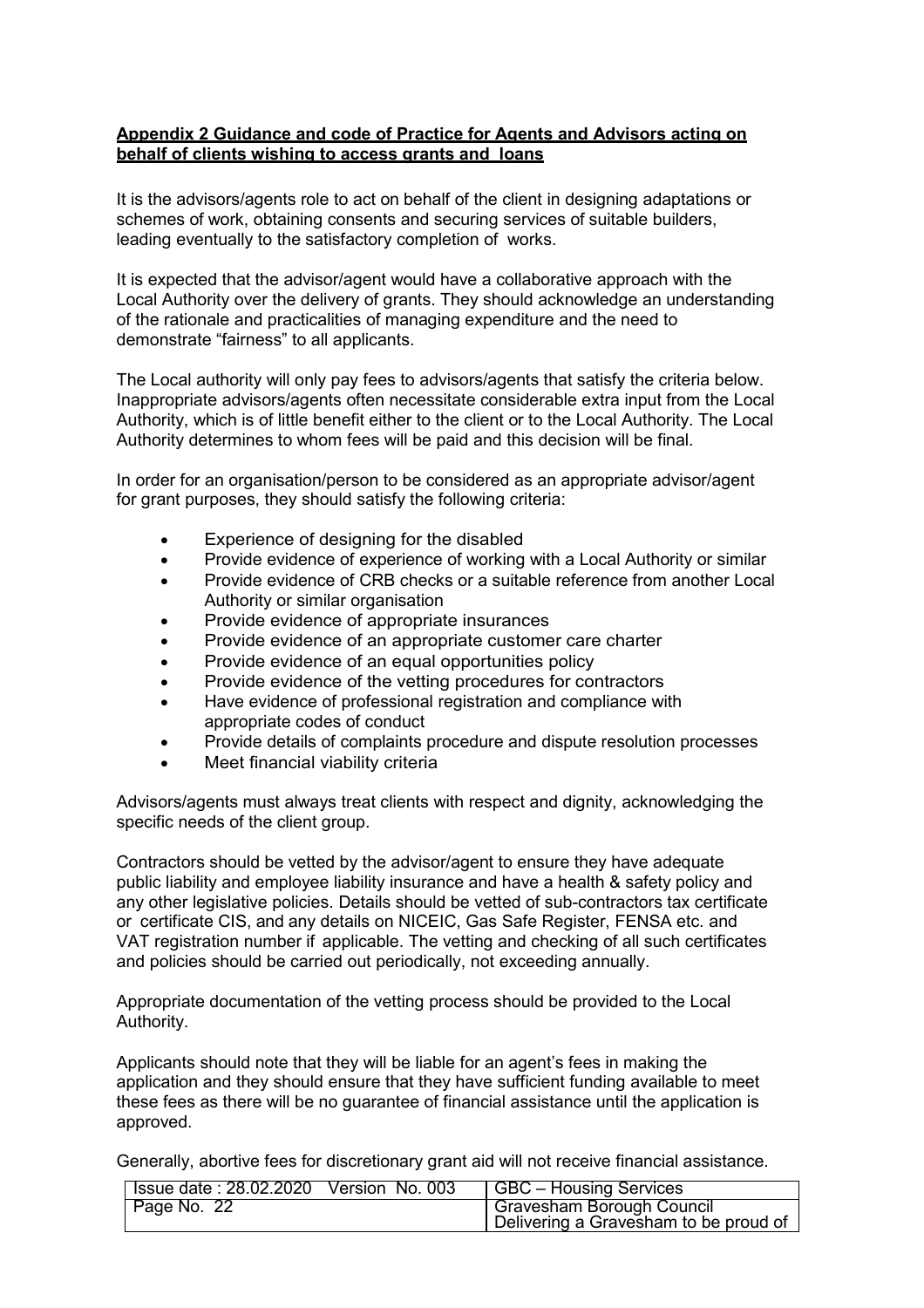**Appendix 2 Guidance and code of Practice for Agents and Advisors acting on behalf of clients wishing to access grants and loans**

It is the advisors/agents role to act on behalf of the client in designing adaptations or schemes of work, obtaining consents and securing services of suitable builders, leading eventually to the satisfactory completion of works.

It is expected that the advisor/agent would have a collaborative approach with the Local Authority over the delivery of grants. They should acknowledge an understanding of the rationale and practicalities of managing expenditure and the need to demonstrate "fairness" to all applicants.

The Local authority will only pay fees to advisors/agents that satisfy the criteria below. Inappropriate advisors/agents often necessitate considerable extra input from the Local Authority, which is of little benefit either to the client or to the Local Authority. The Local Authority determines to whom fees will be paid and this decision will be final.

In order for an organisation/person to be considered as an appropriate advisor/agent for grant purposes, they should satisfy the following criteria:

- Experience of designing for the disabled
- Provide evidence of experience of working with a Local Authority or similar
- Provide evidence of CRB checks or a suitable reference from another Local Authority or similar organisation
- Provide evidence of appropriate insurances
- Provide evidence of an appropriate customer care charter
- Provide evidence of an equal opportunities policy
- Provide evidence of the vetting procedures for contractors
- Have evidence of professional registration and compliance with appropriate codes of conduct
- Provide details of complaints procedure and dispute resolution processes
- Meet financial viability criteria

Advisors/agents must always treat clients with respect and dignity, acknowledging the specific needs of the client group.

Contractors should be vetted by the advisor/agent to ensure they have adequate public liability and employee liability insurance and have a health & safety policy and any other legislative policies. Details should be vetted of sub-contractors tax certificate or certificate CIS, and any details on NICEIC, Gas Safe Register, FENSA etc. and VAT registration number if applicable. The vetting and checking of all such certificates and policies should be carried out periodically, not exceeding annually.

Appropriate documentation of the vetting process should be provided to the Local Authority.

Applicants should note that they will be liable for an agent's fees in making the application and they should ensure that they have sufficient funding available to meet these fees as there will be no guarantee of financial assistance until the application is approved.

Generally, abortive fees for discretionary grant aid will not receive financial assistance.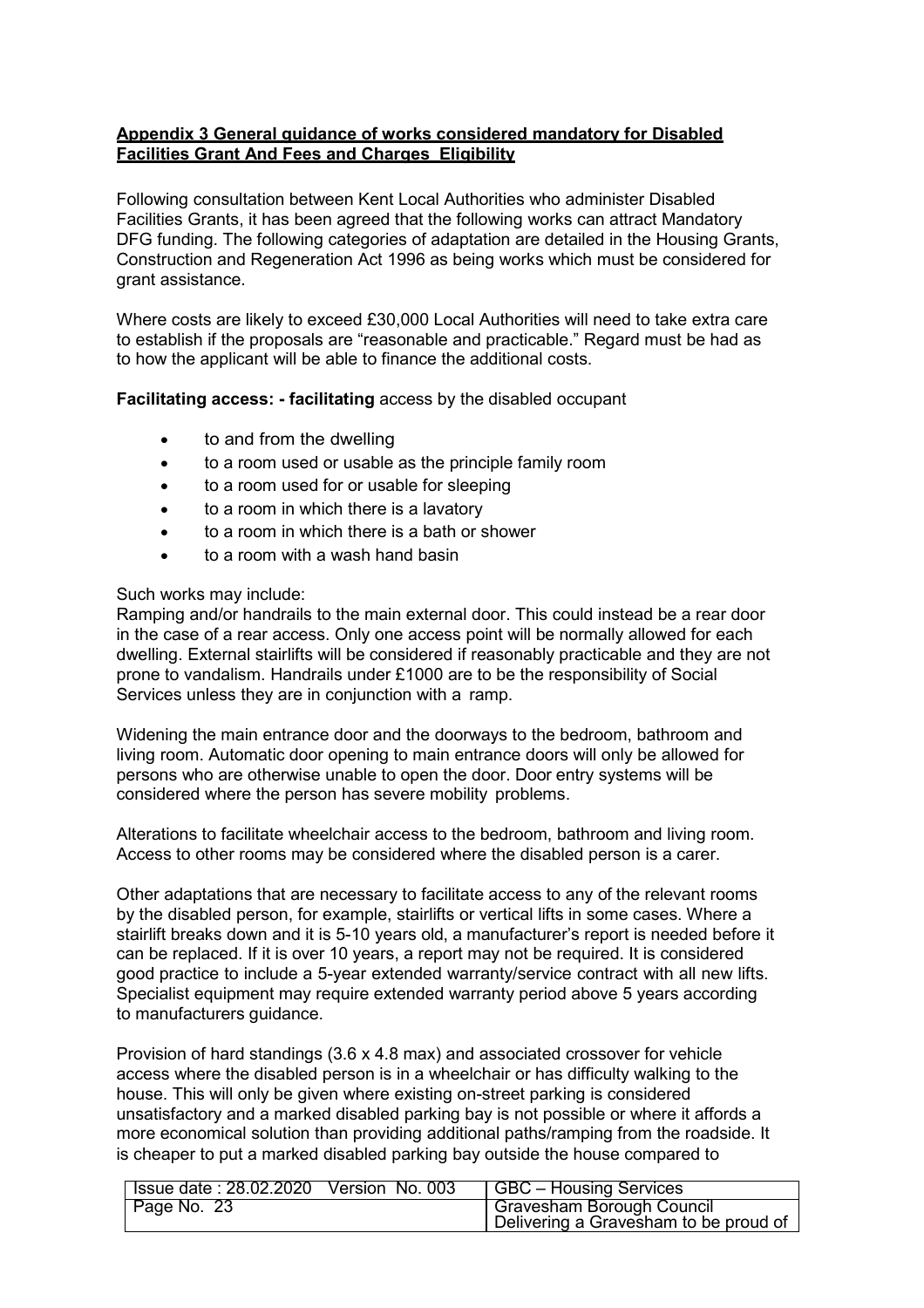**Appendix 3 General guidance of works considered mandatory for Disabled Facilities Grant And Fees and Charges Eligibility**

Following consultation between Kent Local Authorities who administer Disabled Facilities Grants, it has been agreed that the following works can attract Mandatory DFG funding. The following categories of adaptation are detailed in the Housing Grants, Construction and Regeneration Act 1996 as being works which must be considered for grant assistance.

Where costs are likely to exceed £30,000 Local Authorities will need to take extra care to establish if the proposals are "reasonable and practicable." Regard must be had as to how the applicant will be able to finance the additional costs.

**Facilitating access: - facilitating** access by the disabled occupant

- to and from the dwelling
- to a room used or usable as the principle family room
- to a room used for or usable for sleeping
- to a room in which there is a lavatory
- to a room in which there is a bath or shower
- to a room with a wash hand basin

Such works may include:
Ramping and/or handrails to the main external door. This could instead be a rear door in the case of a rear access. Only one access point will be normally allowed for each dwelling. External stairlifts will be considered if reasonably practicable and they are not prone to vandalism. Handrails under £1000 are to be the responsibility of Social Services unless they are in conjunction with a ramp.

Widening the main entrance door and the doorways to the bedroom, bathroom and living room. Automatic door opening to main entrance doors will only be allowed for persons who are otherwise unable to open the door. Door entry systems will be considered where the person has severe mobility problems.

Alterations to facilitate wheelchair access to the bedroom, bathroom and living room. Access to other rooms may be considered where the disabled person is a carer.

Other adaptations that are necessary to facilitate access to any of the relevant rooms by the disabled person, for example, stairlifts or vertical lifts in some cases. Where a stairlift breaks down and it is 5-10 years old, a manufacturer's report is needed before it can be replaced. If it is over 10 years, a report may not be required. It is considered good practice to include a 5-year extended warranty/service contract with all new lifts. Specialist equipment may require extended warranty period above 5 years according to manufacturers guidance.

Provision of hard standings (3.6 x 4.8 max) and associated crossover for vehicle access where the disabled person is in a wheelchair or has difficulty walking to the house. This will only be given where existing on-street parking is considered unsatisfactory and a marked disabled parking bay is not possible or where it affords a more economical solution than providing additional paths/ramping from the roadside. It is cheaper to put a marked disabled parking bay outside the house compared to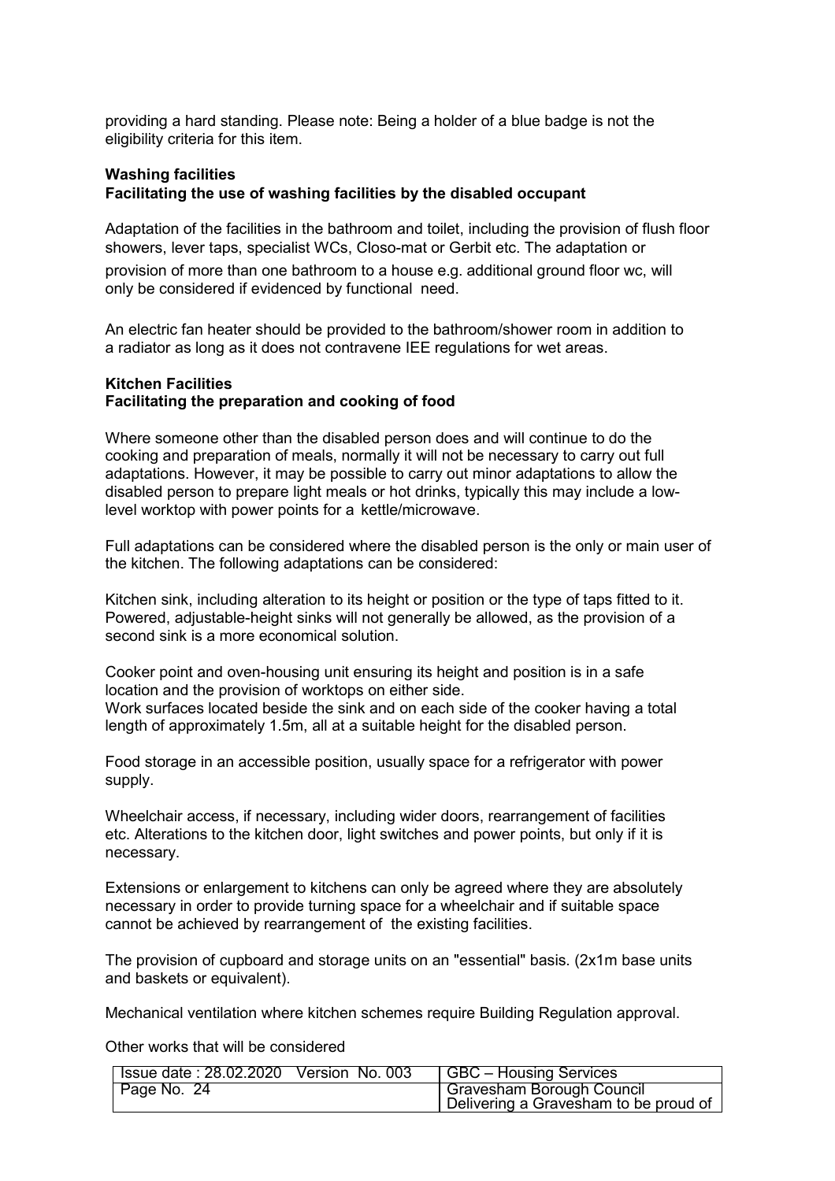providing a hard standing. Please note: Being a holder of a blue badge is not the eligibility criteria for this item.

**Washing facilities**
**Facilitating the use of washing facilities by the disabled occupant**

Adaptation of the facilities in the bathroom and toilet, including the provision of flush floor showers, lever taps, specialist WCs, Closo-mat or Gerbit etc. The adaptation or provision of more than one bathroom to a house e.g. additional ground floor wc, will only be considered if evidenced by functional need.

An electric fan heater should be provided to the bathroom/shower room in addition to a radiator as long as it does not contravene IEE regulations for wet areas.

**Kitchen Facilities**
**Facilitating the preparation and cooking of food**

Where someone other than the disabled person does and will continue to do the cooking and preparation of meals, normally it will not be necessary to carry out full adaptations. However, it may be possible to carry out minor adaptations to allow the disabled person to prepare light meals or hot drinks, typically this may include a low-level worktop with power points for a kettle/microwave.

Full adaptations can be considered where the disabled person is the only or main user of the kitchen. The following adaptations can be considered:

Kitchen sink, including alteration to its height or position or the type of taps fitted to it. Powered, adjustable-height sinks will not generally be allowed, as the provision of a second sink is a more economical solution.

Cooker point and oven-housing unit ensuring its height and position is in a safe location and the provision of worktops on either side.
Work surfaces located beside the sink and on each side of the cooker having a total length of approximately 1.5m, all at a suitable height for the disabled person.

Food storage in an accessible position, usually space for a refrigerator with power supply.

Wheelchair access, if necessary, including wider doors, rearrangement of facilities etc. Alterations to the kitchen door, light switches and power points, but only if it is necessary.

Extensions or enlargement to kitchens can only be agreed where they are absolutely necessary in order to provide turning space for a wheelchair and if suitable space cannot be achieved by rearrangement of the existing facilities.

The provision of cupboard and storage units on an "essential" basis. (2x1m base units and baskets or equivalent).

Mechanical ventilation where kitchen schemes require Building Regulation approval.

Other works that will be considered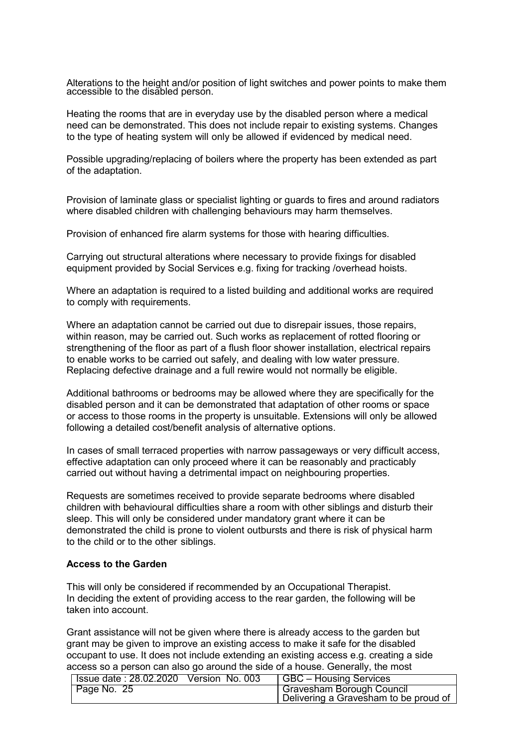Alterations to the height and/or position of light switches and power points to make them accessible to the disabled person.

Heating the rooms that are in everyday use by the disabled person where a medical need can be demonstrated. This does not include repair to existing systems. Changes to the type of heating system will only be allowed if evidenced by medical need.

Possible upgrading/replacing of boilers where the property has been extended as part of the adaptation.

Provision of laminate glass or specialist lighting or guards to fires and around radiators where disabled children with challenging behaviours may harm themselves.

Provision of enhanced fire alarm systems for those with hearing difficulties.

Carrying out structural alterations where necessary to provide fixings for disabled equipment provided by Social Services e.g. fixing for tracking /overhead hoists.

Where an adaptation is required to a listed building and additional works are required to comply with requirements.

Where an adaptation cannot be carried out due to disrepair issues, those repairs, within reason, may be carried out. Such works as replacement of rotted flooring or strengthening of the floor as part of a flush floor shower installation, electrical repairs to enable works to be carried out safely, and dealing with low water pressure. Replacing defective drainage and a full rewire would not normally be eligible.

Additional bathrooms or bedrooms may be allowed where they are specifically for the disabled person and it can be demonstrated that adaptation of other rooms or space or access to those rooms in the property is unsuitable. Extensions will only be allowed following a detailed cost/benefit analysis of alternative options.

In cases of small terraced properties with narrow passageways or very difficult access, effective adaptation can only proceed where it can be reasonably and practicably carried out without having a detrimental impact on neighbouring properties.

Requests are sometimes received to provide separate bedrooms where disabled children with behavioural difficulties share a room with other siblings and disturb their sleep. This will only be considered under mandatory grant where it can be demonstrated the child is prone to violent outbursts and there is risk of physical harm to the child or to the other siblings.

**Access to the Garden**

This will only be considered if recommended by an Occupational Therapist. In deciding the extent of providing access to the rear garden, the following will be taken into account.

Grant assistance will not be given where there is already access to the garden but grant may be given to improve an existing access to make it safe for the disabled occupant to use. It does not include extending an existing access e.g. creating a side access so a person can also go around the side of a house. Generally, the most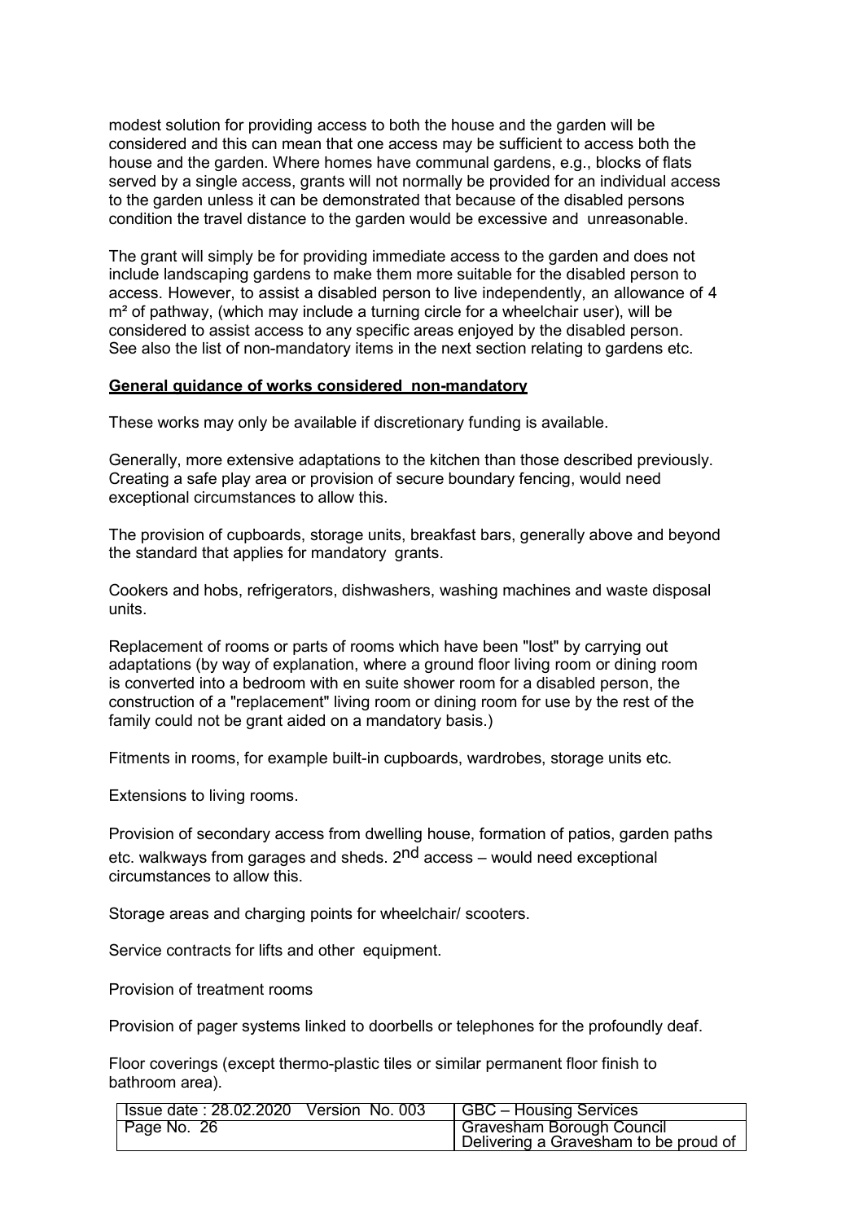modest solution for providing access to both the house and the garden will be considered and this can mean that one access may be sufficient to access both the house and the garden. Where homes have communal gardens, e.g., blocks of flats served by a single access, grants will not normally be provided for an individual access to the garden unless it can be demonstrated that because of the disabled persons condition the travel distance to the garden would be excessive and unreasonable.

The grant will simply be for providing immediate access to the garden and does not include landscaping gardens to make them more suitable for the disabled person to access. However, to assist a disabled person to live independently, an allowance of 4 $m^2$ of pathway, (which may include a turning circle for a wheelchair user), will be considered to assist access to any specific areas enjoyed by the disabled person. See also the list of non-mandatory items in the next section relating to gardens etc.

**General guidance of works considered non-mandatory**

These works may only be available if discretionary funding is available.

Generally, more extensive adaptations to the kitchen than those described previously. Creating a safe play area or provision of secure boundary fencing, would need exceptional circumstances to allow this.

The provision of cupboards, storage units, breakfast bars, generally above and beyond the standard that applies for mandatory grants.

Cookers and hobs, refrigerators, dishwashers, washing machines and waste disposal units.

Replacement of rooms or parts of rooms which have been "lost" by carrying out adaptations (by way of explanation, where a ground floor living room or dining room is converted into a bedroom with en suite shower room for a disabled person, the construction of a "replacement" living room or dining room for use by the rest of the family could not be grant aided on a mandatory basis.)

Fitments in rooms, for example built-in cupboards, wardrobes, storage units etc.

Extensions to living rooms.

Provision of secondary access from dwelling house, formation of patios, garden paths etc. walkways from garages and sheds. 2nd access – would need exceptional circumstances to allow this.

Storage areas and charging points for wheelchair/ scooters.

Service contracts for lifts and other equipment.

Provision of treatment rooms

Provision of pager systems linked to doorbells or telephones for the profoundly deaf.

Floor coverings (except thermo-plastic tiles or similar permanent floor finish to bathroom area).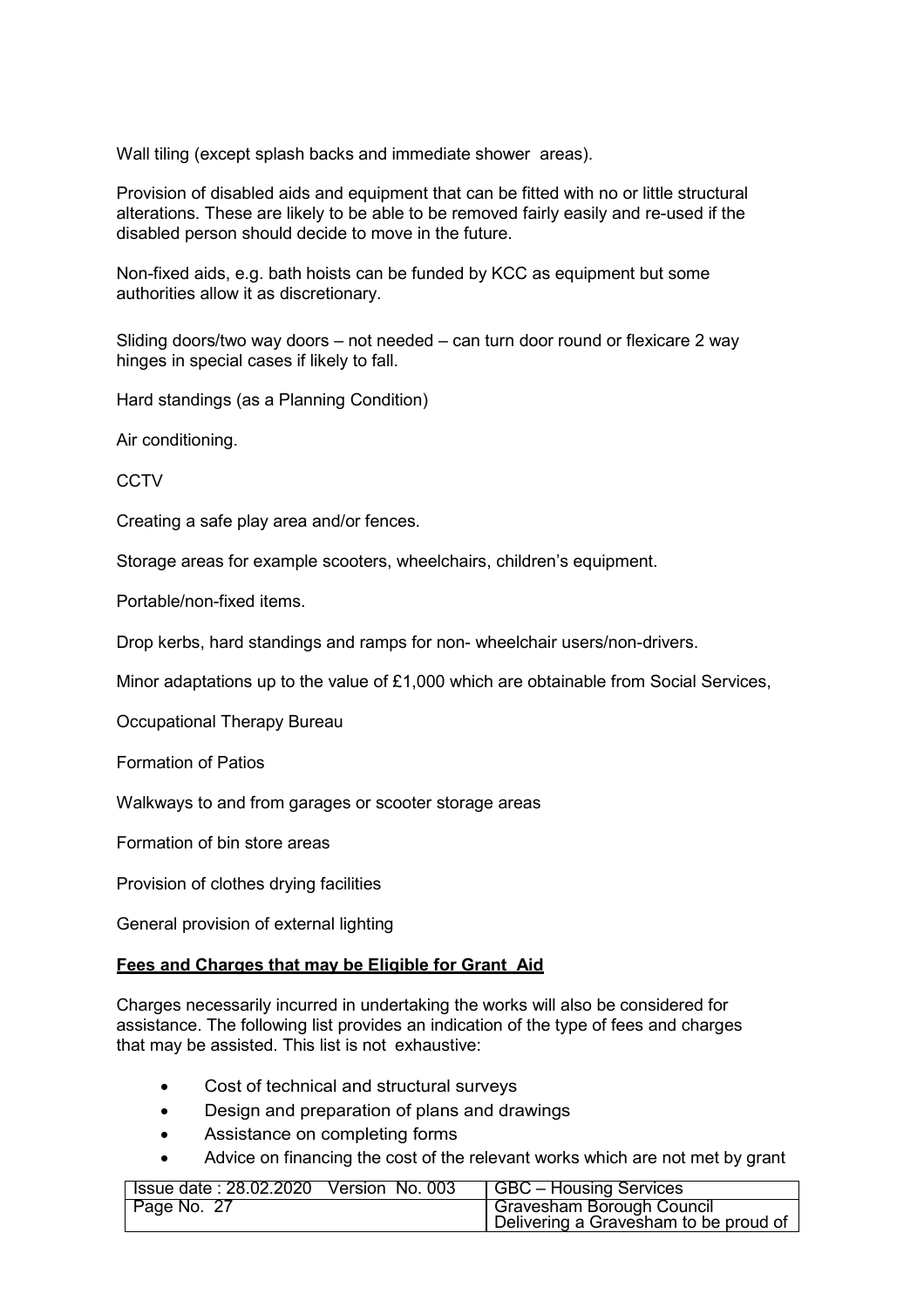Wall tiling (except splash backs and immediate shower areas).

Provision of disabled aids and equipment that can be fitted with no or little structural alterations. These are likely to be able to be removed fairly easily and re-used if the disabled person should decide to move in the future.

Non-fixed aids, e.g. bath hoists can be funded by KCC as equipment but some authorities allow it as discretionary.

Sliding doors/two way doors – not needed – can turn door round or flexicare 2 way hinges in special cases if likely to fall.

Hard standings (as a Planning Condition)

Air conditioning.

CCTV

Creating a safe play area and/or fences.

Storage areas for example scooters, wheelchairs, children's equipment.

Portable/non-fixed items.

Drop kerbs, hard standings and ramps for non- wheelchair users/non-drivers.

Minor adaptations up to the value of £1,000 which are obtainable from Social Services,

Occupational Therapy Bureau

Formation of Patios

Walkways to and from garages or scooter storage areas

Formation of bin store areas

Provision of clothes drying facilities

General provision of external lighting

**Fees and Charges that may be Eligible for Grant Aid**

Charges necessarily incurred in undertaking the works will also be considered for assistance. The following list provides an indication of the type of fees and charges that may be assisted. This list is not exhaustive:

- Cost of technical and structural surveys
- Design and preparation of plans and drawings
- Assistance on completing forms
- Advice on financing the cost of the relevant works which are not met by grant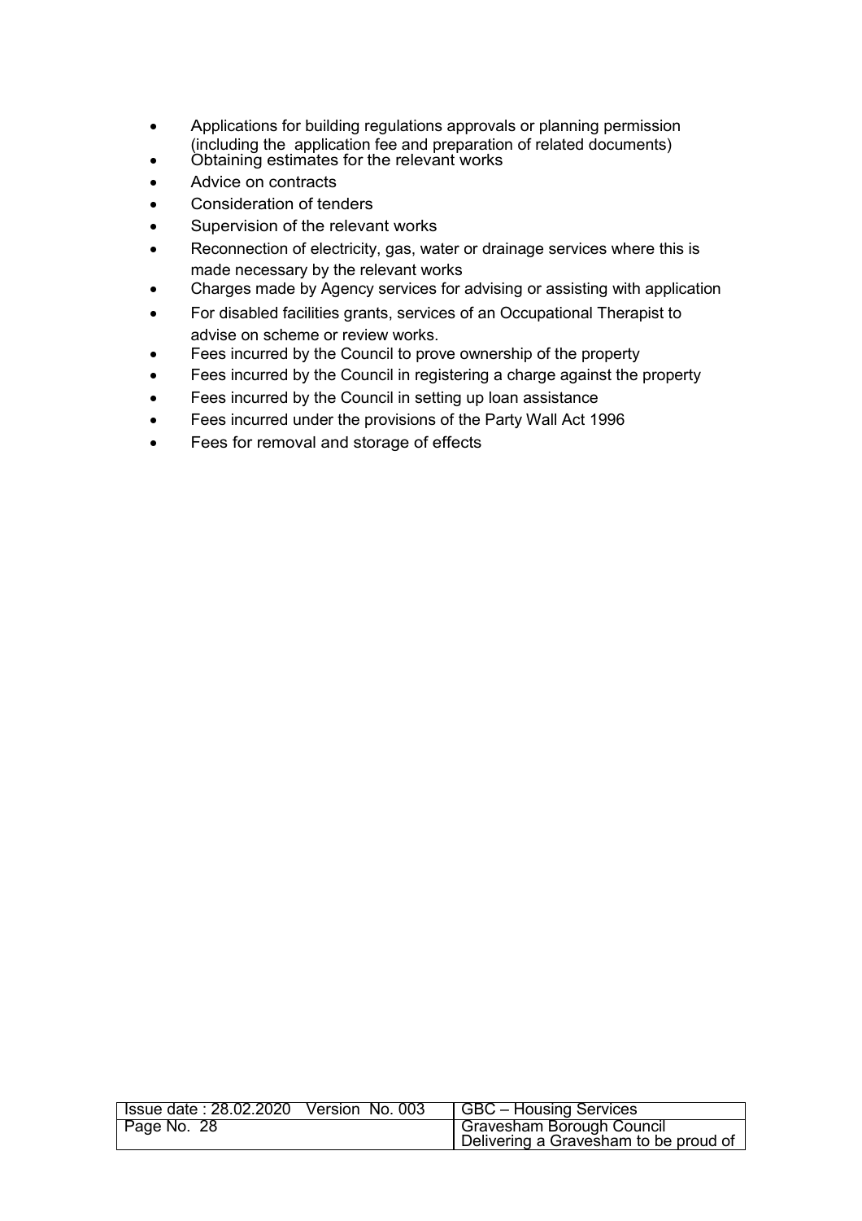- Applications for building regulations approvals or planning permission (including the application fee and preparation of related documents)
- Obtaining estimates for the relevant works
- Advice on contracts
- Consideration of tenders
- Supervision of the relevant works
- Reconnection of electricity, gas, water or drainage services where this is made necessary by the relevant works
- Charges made by Agency services for advising or assisting with application
- For disabled facilities grants, services of an Occupational Therapist to advise on scheme or review works.
- Fees incurred by the Council to prove ownership of the property
- Fees incurred by the Council in registering a charge against the property
- Fees incurred by the Council in setting up loan assistance
- Fees incurred under the provisions of the Party Wall Act 1996
- Fees for removal and storage of effects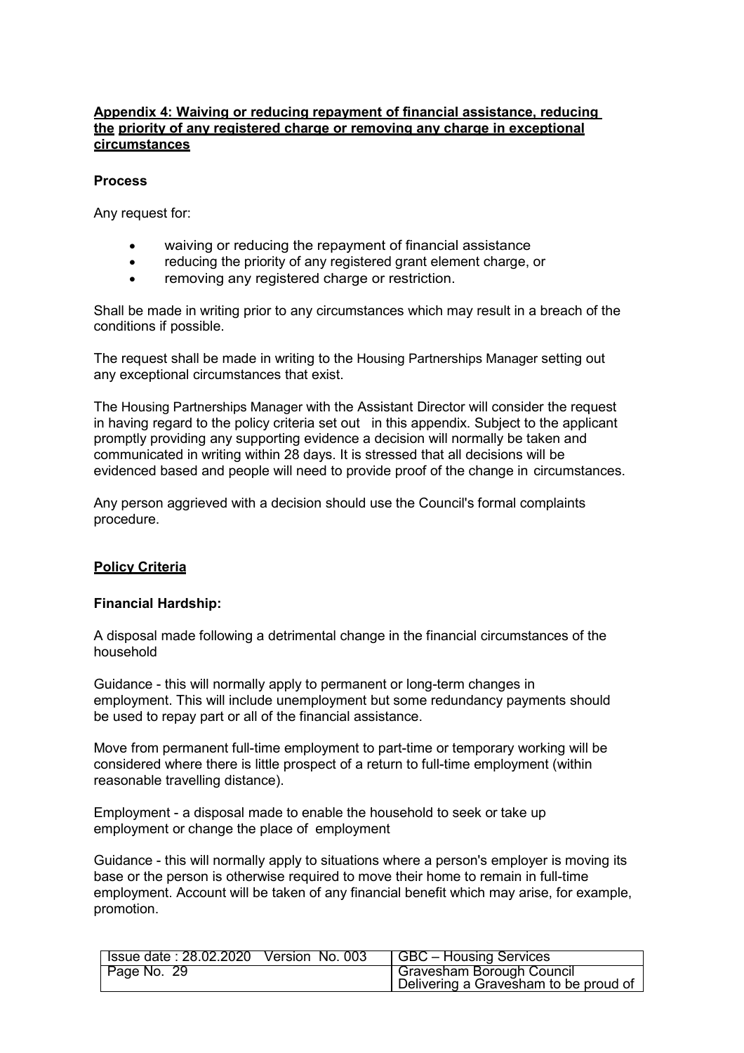**Appendix 4: Waiving or reducing repayment of financial assistance, reducing the priority of any registered charge or removing any charge in exceptional circumstances**

**Process**

Any request for:

- waiving or reducing the repayment of financial assistance
- reducing the priority of any registered grant element charge, or
- removing any registered charge or restriction.

Shall be made in writing prior to any circumstances which may result in a breach of the conditions if possible.

The request shall be made in writing to the Housing Partnerships Manager setting out any exceptional circumstances that exist.

The Housing Partnerships Manager with the Assistant Director will consider the request in having regard to the policy criteria set out in this appendix. Subject to the applicant promptly providing any supporting evidence a decision will normally be taken and communicated in writing within 28 days. It is stressed that all decisions will be evidenced based and people will need to provide proof of the change in circumstances.

Any person aggrieved with a decision should use the Council's formal complaints procedure.

**Policy Criteria**

**Financial Hardship:**

A disposal made following a detrimental change in the financial circumstances of the household

Guidance - this will normally apply to permanent or long-term changes in employment. This will include unemployment but some redundancy payments should be used to repay part or all of the financial assistance.

Move from permanent full-time employment to part-time or temporary working will be considered where there is little prospect of a return to full-time employment (within reasonable travelling distance).

Employment - a disposal made to enable the household to seek or take up employment or change the place of employment

Guidance - this will normally apply to situations where a person's employer is moving its base or the person is otherwise required to move their home to remain in full-time employment. Account will be taken of any financial benefit which may arise, for example, promotion.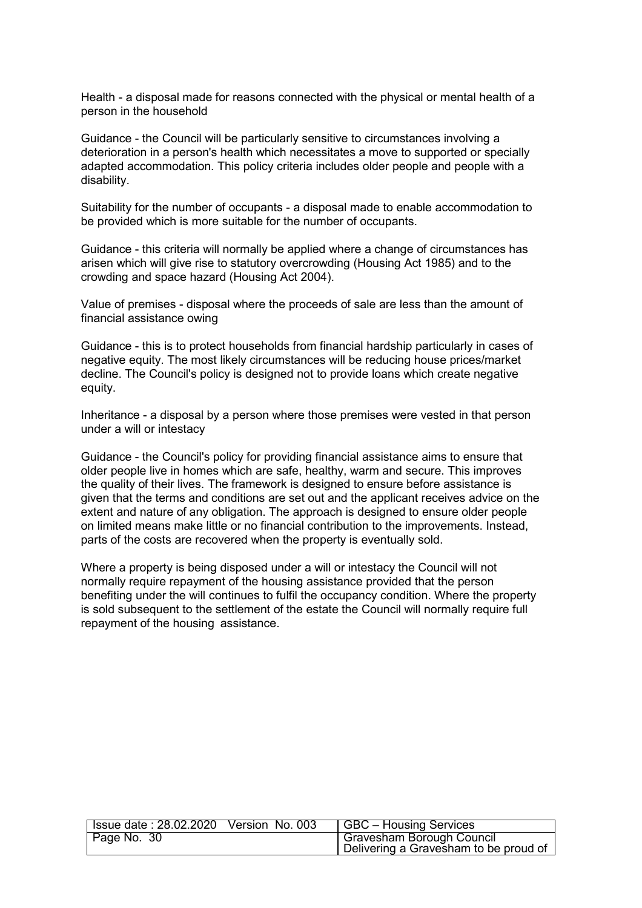Health - a disposal made for reasons connected with the physical or mental health of a person in the household

Guidance - the Council will be particularly sensitive to circumstances involving a deterioration in a person's health which necessitates a move to supported or specially adapted accommodation. This policy criteria includes older people and people with a disability.

Suitability for the number of occupants - a disposal made to enable accommodation to be provided which is more suitable for the number of occupants.

Guidance - this criteria will normally be applied where a change of circumstances has arisen which will give rise to statutory overcrowding (Housing Act 1985) and to the crowding and space hazard (Housing Act 2004).

Value of premises - disposal where the proceeds of sale are less than the amount of financial assistance owing

Guidance - this is to protect households from financial hardship particularly in cases of negative equity. The most likely circumstances will be reducing house prices/market decline. The Council's policy is designed not to provide loans which create negative equity.

Inheritance - a disposal by a person where those premises were vested in that person under a will or intestacy

Guidance - the Council's policy for providing financial assistance aims to ensure that older people live in homes which are safe, healthy, warm and secure. This improves the quality of their lives. The framework is designed to ensure before assistance is given that the terms and conditions are set out and the applicant receives advice on the extent and nature of any obligation. The approach is designed to ensure older people on limited means make little or no financial contribution to the improvements. Instead, parts of the costs are recovered when the property is eventually sold.

Where a property is being disposed under a will or intestacy the Council will not normally require repayment of the housing assistance provided that the person benefiting under the will continues to fulfil the occupancy condition. Where the property is sold subsequent to the settlement of the estate the Council will normally require full repayment of the housing assistance.